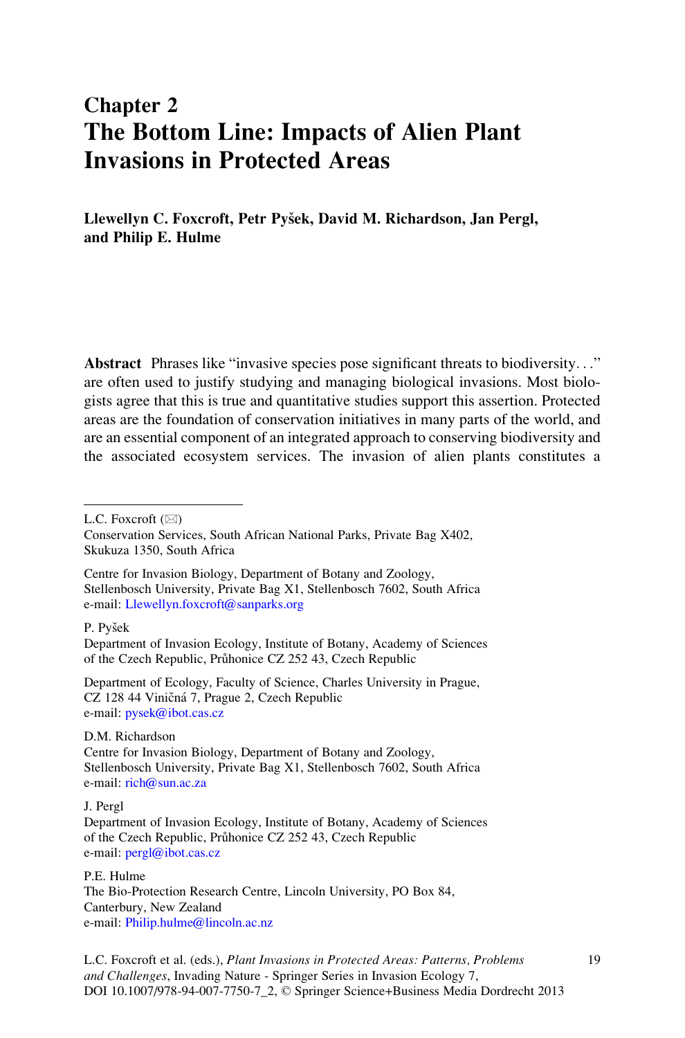# Chapter 2
# The Bottom Line: Impacts of Alien Plant Invasions in Protected Areas

**Llewellyn C. Foxcroft, Petr Pyšek, David M. Richardson, Jan Pergl, and Philip E. Hulme**

**Abstract** Phrases like "invasive species pose significant threats to biodiversity…" are often used to justify studying and managing biological invasions. Most biologists agree that this is true and quantitative studies support this assertion. Protected areas are the foundation of conservation initiatives in many parts of the world, and are an essential component of an integrated approach to conserving biodiversity and the associated ecosystem services. The invasion of alien plants constitutes a

---

L.C. Foxcroft (✉)
Conservation Services, South African National Parks, Private Bag X402, Skukuza 1350, South Africa

Centre for Invasion Biology, Department of Botany and Zoology, Stellenbosch University, Private Bag X1, Stellenbosch 7602, South Africa
e-mail: Llewellyn.foxcroft@sanparks.org

P. Pyšek
Department of Invasion Ecology, Institute of Botany, Academy of Sciences of the Czech Republic, Průhonice CZ 252 43, Czech Republic

Department of Ecology, Faculty of Science, Charles University in Prague, CZ 128 44 Viničná 7, Prague 2, Czech Republic
e-mail: pysek@ibot.cas.cz

D.M. Richardson
Centre for Invasion Biology, Department of Botany and Zoology, Stellenbosch University, Private Bag X1, Stellenbosch 7602, South Africa
e-mail: rich@sun.ac.za

J. Pergl
Department of Invasion Ecology, Institute of Botany, Academy of Sciences of the Czech Republic, Průhonice CZ 252 43, Czech Republic
e-mail: pergl@ibot.cas.cz

P.E. Hulme
The Bio-Protection Research Centre, Lincoln University, PO Box 84, Canterbury, New Zealand
e-mail: Philip.hulme@lincoln.ac.nz

L.C. Foxcroft et al. (eds.), *Plant Invasions in Protected Areas: Patterns, Problems and Challenges*, Invading Nature - Springer Series in Invasion Ecology 7, DOI 10.1007/978-94-007-7750-7_2, © Springer Science+Business Media Dordrecht 2013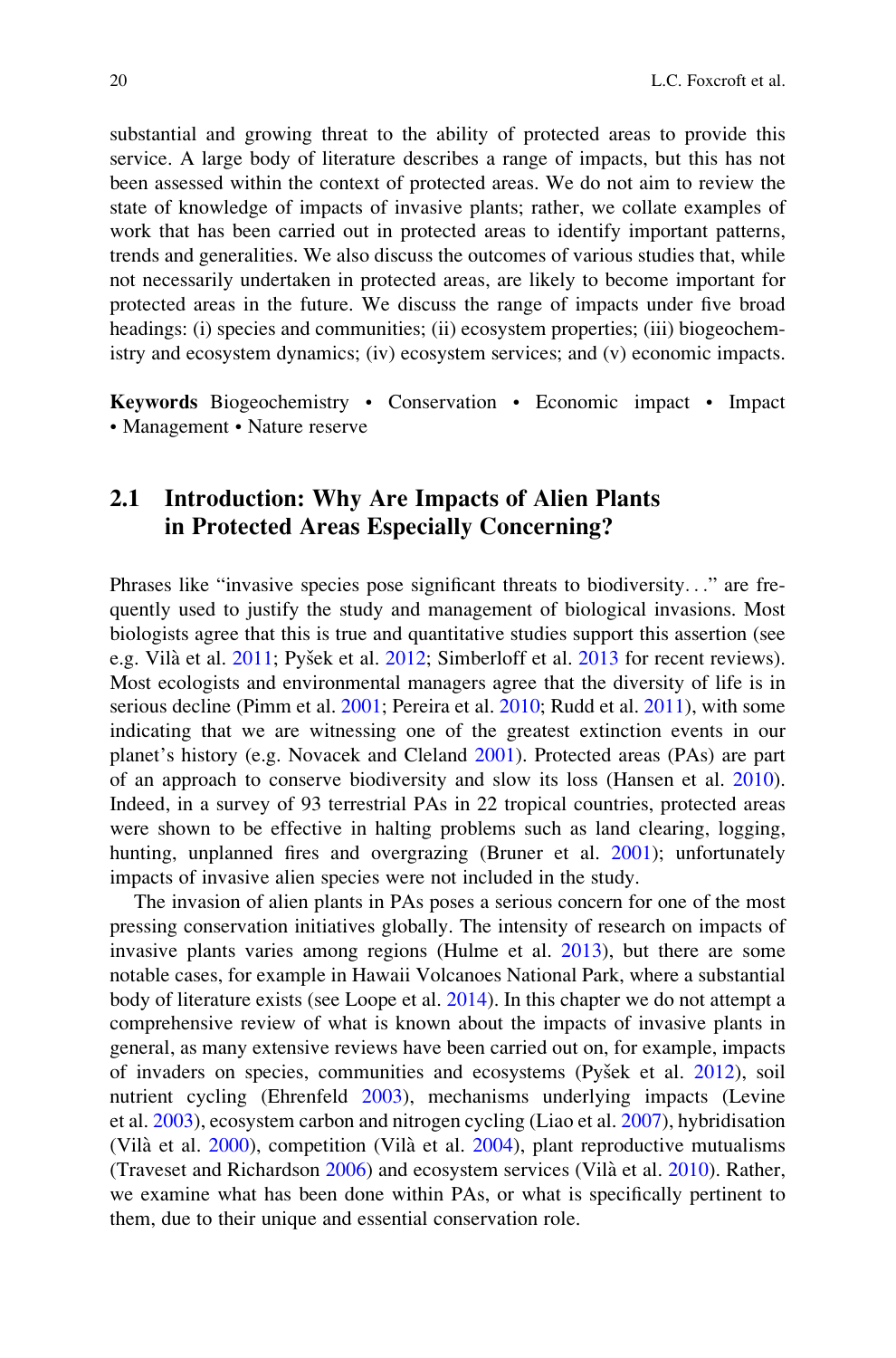substantial and growing threat to the ability of protected areas to provide this service. A large body of literature describes a range of impacts, but this has not been assessed within the context of protected areas. We do not aim to review the state of knowledge of impacts of invasive plants; rather, we collate examples of work that has been carried out in protected areas to identify important patterns, trends and generalities. We also discuss the outcomes of various studies that, while not necessarily undertaken in protected areas, are likely to become important for protected areas in the future. We discuss the range of impacts under five broad headings: (i) species and communities; (ii) ecosystem properties; (iii) biogeochemistry and ecosystem dynamics; (iv) ecosystem services; and (v) economic impacts.

**Keywords** Biogeochemistry • Conservation • Economic impact • Impact • Management • Nature reserve

## 2.1 Introduction: Why Are Impacts of Alien Plants in Protected Areas Especially Concerning?

Phrases like "invasive species pose significant threats to biodiversity…" are frequently used to justify the study and management of biological invasions. Most biologists agree that this is true and quantitative studies support this assertion (see e.g. Vilà et al. 2011; Pyšek et al. 2012; Simberloff et al. 2013 for recent reviews). Most ecologists and environmental managers agree that the diversity of life is in serious decline (Pimm et al. 2001; Pereira et al. 2010; Rudd et al. 2011), with some indicating that we are witnessing one of the greatest extinction events in our planet's history (e.g. Novacek and Cleland 2001). Protected areas (PAs) are part of an approach to conserve biodiversity and slow its loss (Hansen et al. 2010). Indeed, in a survey of 93 terrestrial PAs in 22 tropical countries, protected areas were shown to be effective in halting problems such as land clearing, logging, hunting, unplanned fires and overgrazing (Bruner et al. 2001); unfortunately impacts of invasive alien species were not included in the study.

The invasion of alien plants in PAs poses a serious concern for one of the most pressing conservation initiatives globally. The intensity of research on impacts of invasive plants varies among regions (Hulme et al. 2013), but there are some notable cases, for example in Hawaii Volcanoes National Park, where a substantial body of literature exists (see Loope et al. 2014). In this chapter we do not attempt a comprehensive review of what is known about the impacts of invasive plants in general, as many extensive reviews have been carried out on, for example, impacts of invaders on species, communities and ecosystems (Pyšek et al. 2012), soil nutrient cycling (Ehrenfeld 2003), mechanisms underlying impacts (Levine et al. 2003), ecosystem carbon and nitrogen cycling (Liao et al. 2007), hybridisation (Vilà et al. 2000), competition (Vilà et al. 2004), plant reproductive mutualisms (Traveset and Richardson 2006) and ecosystem services (Vilà et al. 2010). Rather, we examine what has been done within PAs, or what is specifically pertinent to them, due to their unique and essential conservation role.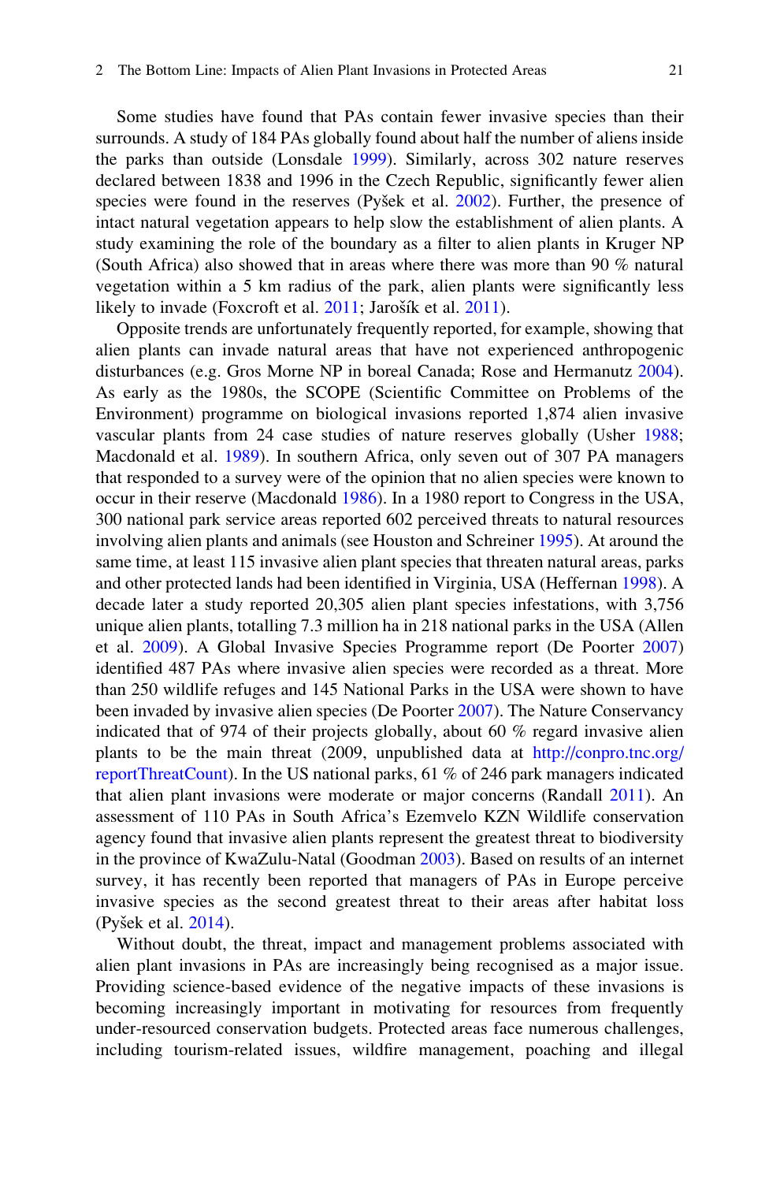Some studies have found that PAs contain fewer invasive species than their surrounds. A study of 184 PAs globally found about half the number of aliens inside the parks than outside (Lonsdale 1999). Similarly, across 302 nature reserves declared between 1838 and 1996 in the Czech Republic, significantly fewer alien species were found in the reserves (Pyšek et al. 2002). Further, the presence of intact natural vegetation appears to help slow the establishment of alien plants. A study examining the role of the boundary as a filter to alien plants in Kruger NP (South Africa) also showed that in areas where there was more than 90 % natural vegetation within a 5 km radius of the park, alien plants were significantly less likely to invade (Foxcroft et al. 2011; Jarošík et al. 2011).

Opposite trends are unfortunately frequently reported, for example, showing that alien plants can invade natural areas that have not experienced anthropogenic disturbances (e.g. Gros Morne NP in boreal Canada; Rose and Hermanutz 2004). As early as the 1980s, the SCOPE (Scientific Committee on Problems of the Environment) programme on biological invasions reported 1,874 alien invasive vascular plants from 24 case studies of nature reserves globally (Usher 1988; Macdonald et al. 1989). In southern Africa, only seven out of 307 PA managers that responded to a survey were of the opinion that no alien species were known to occur in their reserve (Macdonald 1986). In a 1980 report to Congress in the USA, 300 national park service areas reported 602 perceived threats to natural resources involving alien plants and animals (see Houston and Schreiner 1995). At around the same time, at least 115 invasive alien plant species that threaten natural areas, parks and other protected lands had been identified in Virginia, USA (Heffernan 1998). A decade later a study reported 20,305 alien plant species infestations, with 3,756 unique alien plants, totalling 7.3 million ha in 218 national parks in the USA (Allen et al. 2009). A Global Invasive Species Programme report (De Poorter 2007) identified 487 PAs where invasive alien species were recorded as a threat. More than 250 wildlife refuges and 145 National Parks in the USA were shown to have been invaded by invasive alien species (De Poorter 2007). The Nature Conservancy indicated that of 974 of their projects globally, about 60 % regard invasive alien plants to be the main threat (2009, unpublished data at http://conpro.tnc.org/reportThreatCount). In the US national parks, 61 % of 246 park managers indicated that alien plant invasions were moderate or major concerns (Randall 2011). An assessment of 110 PAs in South Africa's Ezemvelo KZN Wildlife conservation agency found that invasive alien plants represent the greatest threat to biodiversity in the province of KwaZulu-Natal (Goodman 2003). Based on results of an internet survey, it has recently been reported that managers of PAs in Europe perceive invasive species as the second greatest threat to their areas after habitat loss (Pyšek et al. 2014).

Without doubt, the threat, impact and management problems associated with alien plant invasions in PAs are increasingly being recognised as a major issue. Providing science-based evidence of the negative impacts of these invasions is becoming increasingly important in motivating for resources from frequently under-resourced conservation budgets. Protected areas face numerous challenges, including tourism-related issues, wildfire management, poaching and illegal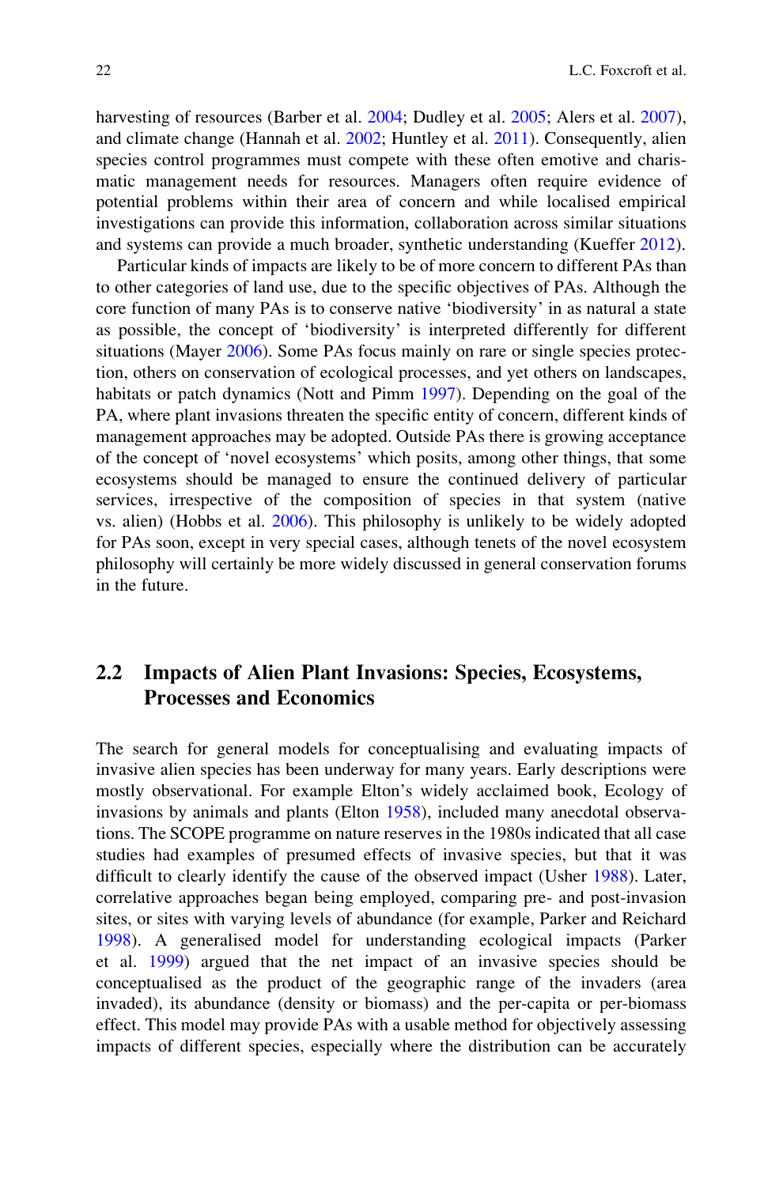harvesting of resources (Barber et al. 2004; Dudley et al. 2005; Alers et al. 2007), and climate change (Hannah et al. 2002; Huntley et al. 2011). Consequently, alien species control programmes must compete with these often emotive and charismatic management needs for resources. Managers often require evidence of potential problems within their area of concern and while localised empirical investigations can provide this information, collaboration across similar situations and systems can provide a much broader, synthetic understanding (Kueffer 2012).

Particular kinds of impacts are likely to be of more concern to different PAs than to other categories of land use, due to the specific objectives of PAs. Although the core function of many PAs is to conserve native 'biodiversity' in as natural a state as possible, the concept of 'biodiversity' is interpreted differently for different situations (Mayer 2006). Some PAs focus mainly on rare or single species protection, others on conservation of ecological processes, and yet others on landscapes, habitats or patch dynamics (Nott and Pimm 1997). Depending on the goal of the PA, where plant invasions threaten the specific entity of concern, different kinds of management approaches may be adopted. Outside PAs there is growing acceptance of the concept of 'novel ecosystems' which posits, among other things, that some ecosystems should be managed to ensure the continued delivery of particular services, irrespective of the composition of species in that system (native vs. alien) (Hobbs et al. 2006). This philosophy is unlikely to be widely adopted for PAs soon, except in very special cases, although tenets of the novel ecosystem philosophy will certainly be more widely discussed in general conservation forums in the future.

## 2.2 Impacts of Alien Plant Invasions: Species, Ecosystems, Processes and Economics

The search for general models for conceptualising and evaluating impacts of invasive alien species has been underway for many years. Early descriptions were mostly observational. For example Elton's widely acclaimed book, Ecology of invasions by animals and plants (Elton 1958), included many anecdotal observations. The SCOPE programme on nature reserves in the 1980s indicated that all case studies had examples of presumed effects of invasive species, but that it was difficult to clearly identify the cause of the observed impact (Usher 1988). Later, correlative approaches began being employed, comparing pre- and post-invasion sites, or sites with varying levels of abundance (for example, Parker and Reichard 1998). A generalised model for understanding ecological impacts (Parker et al. 1999) argued that the net impact of an invasive species should be conceptualised as the product of the geographic range of the invaders (area invaded), its abundance (density or biomass) and the per-capita or per-biomass effect. This model may provide PAs with a usable method for objectively assessing impacts of different species, especially where the distribution can be accurately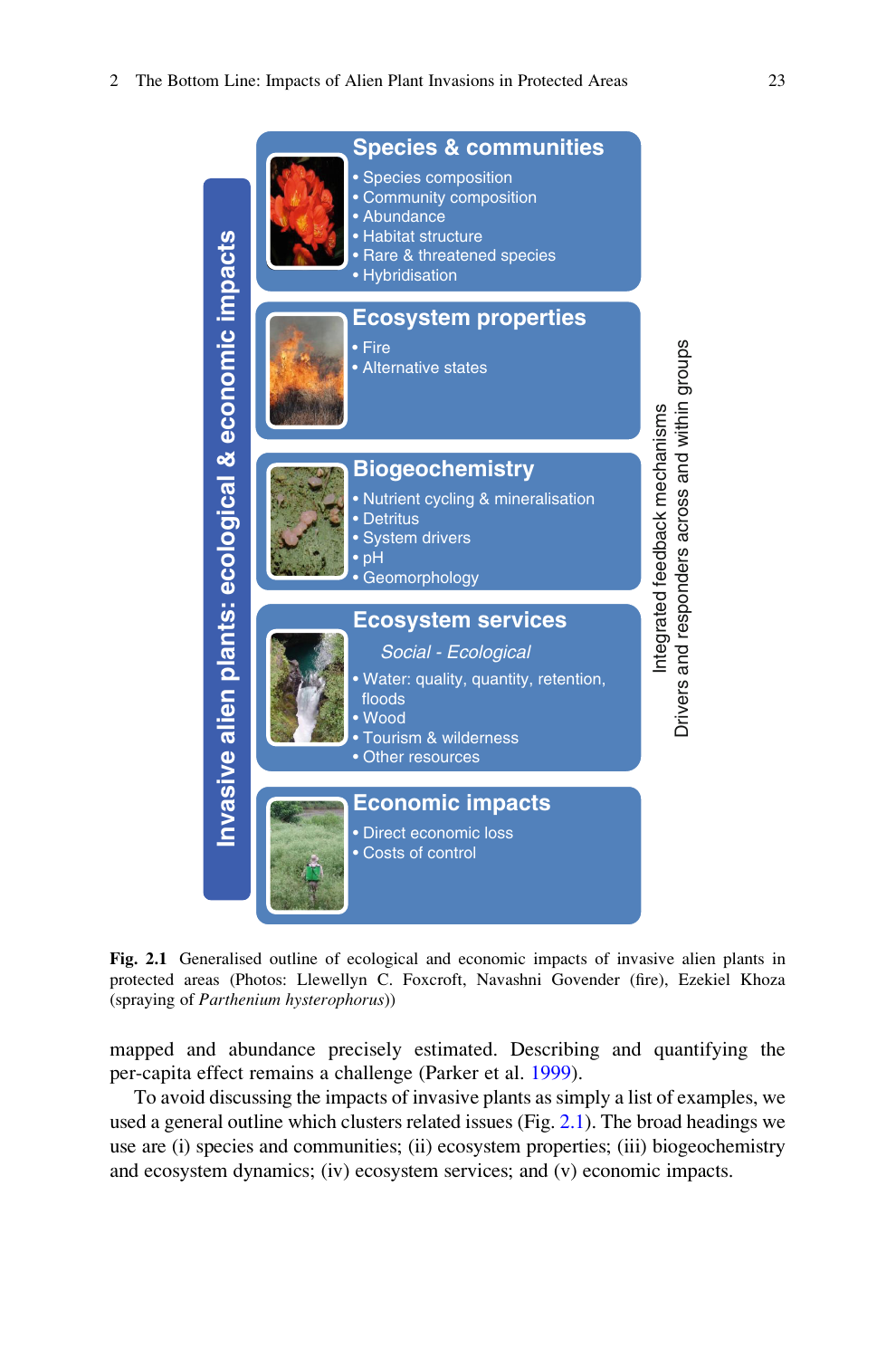**Invasive alien plants: ecological & economic impacts**

**Species & communities**
- Species composition
- Community composition
- Abundance
- Habitat structure
- Rare & threatened species
- Hybridisation

**Ecosystem properties**
- Fire
- Alternative states

**Biogeochemistry**
- Nutrient cycling & mineralisation
- Detritus
- System drivers
- pH
- Geomorphology

**Ecosystem services**

*Social - Ecological*
- Water: quality, quantity, retention, floods
- Wood
- Tourism & wilderness
- Other resources

**Economic impacts**
- Direct economic loss
- Costs of control

Integrated feedback mechanisms
Drivers and responders across and within groups

**Fig. 2.1** Generalised outline of ecological and economic impacts of invasive alien plants in protected areas (Photos: Llewellyn C. Foxcroft, Navashni Govender (fire), Ezekiel Khoza (spraying of *Parthenium hysterophorus*))

mapped and abundance precisely estimated. Describing and quantifying the per-capita effect remains a challenge (Parker et al. 1999).

To avoid discussing the impacts of invasive plants as simply a list of examples, we used a general outline which clusters related issues (Fig. 2.1). The broad headings we use are (i) species and communities; (ii) ecosystem properties; (iii) biogeochemistry and ecosystem dynamics; (iv) ecosystem services; and (v) economic impacts.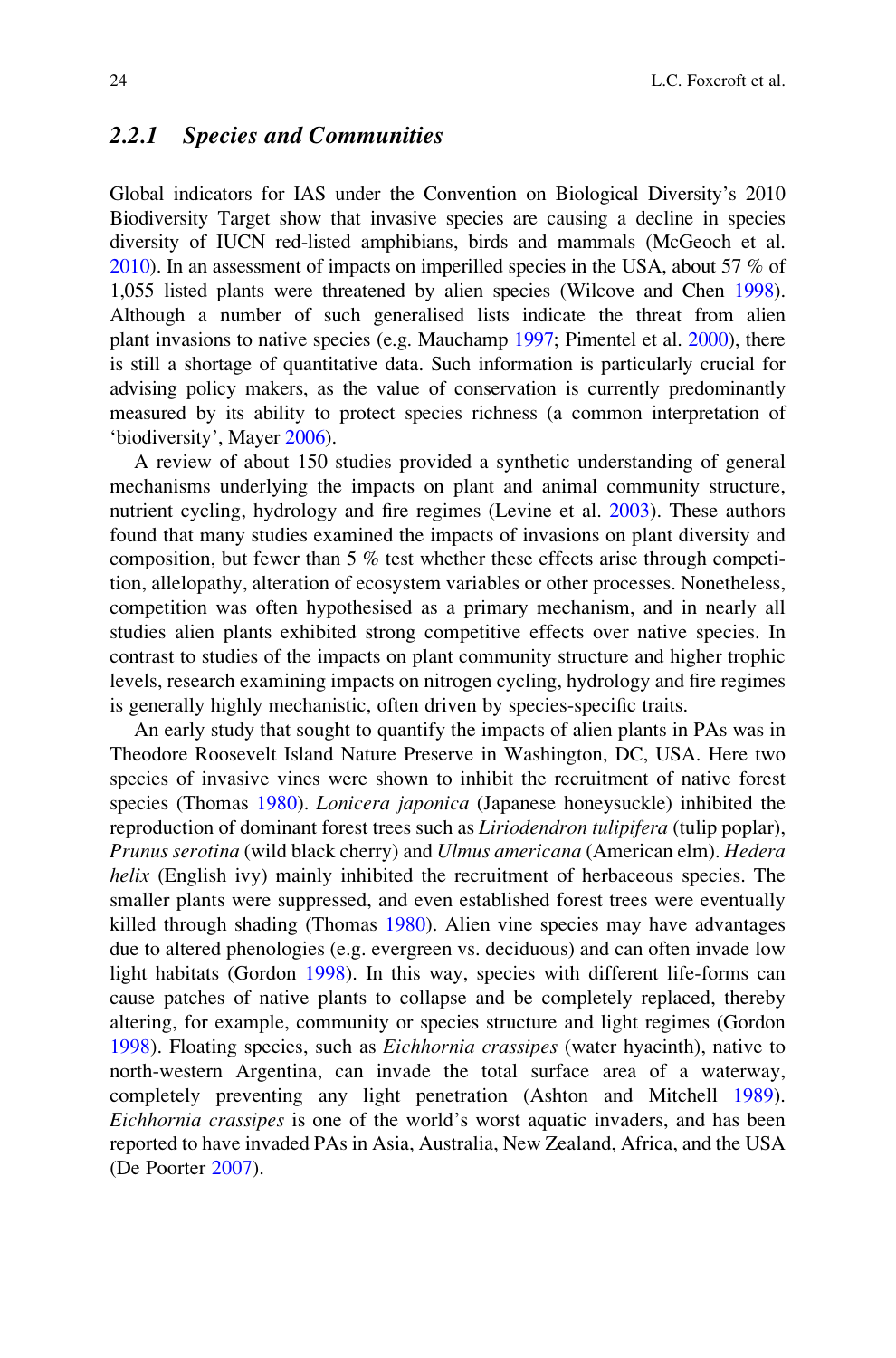### 2.2.1 Species and Communities

Global indicators for IAS under the Convention on Biological Diversity's 2010 Biodiversity Target show that invasive species are causing a decline in species diversity of IUCN red-listed amphibians, birds and mammals (McGeoch et al. 2010). In an assessment of impacts on imperilled species in the USA, about 57 % of 1,055 listed plants were threatened by alien species (Wilcove and Chen 1998). Although a number of such generalised lists indicate the threat from alien plant invasions to native species (e.g. Mauchamp 1997; Pimentel et al. 2000), there is still a shortage of quantitative data. Such information is particularly crucial for advising policy makers, as the value of conservation is currently predominantly measured by its ability to protect species richness (a common interpretation of 'biodiversity', Mayer 2006).

A review of about 150 studies provided a synthetic understanding of general mechanisms underlying the impacts on plant and animal community structure, nutrient cycling, hydrology and fire regimes (Levine et al. 2003). These authors found that many studies examined the impacts of invasions on plant diversity and composition, but fewer than 5 % test whether these effects arise through competition, allelopathy, alteration of ecosystem variables or other processes. Nonetheless, competition was often hypothesised as a primary mechanism, and in nearly all studies alien plants exhibited strong competitive effects over native species. In contrast to studies of the impacts on plant community structure and higher trophic levels, research examining impacts on nitrogen cycling, hydrology and fire regimes is generally highly mechanistic, often driven by species-specific traits.

An early study that sought to quantify the impacts of alien plants in PAs was in Theodore Roosevelt Island Nature Preserve in Washington, DC, USA. Here two species of invasive vines were shown to inhibit the recruitment of native forest species (Thomas 1980). *Lonicera japonica* (Japanese honeysuckle) inhibited the reproduction of dominant forest trees such as *Liriodendron tulipifera* (tulip poplar), *Prunus serotina* (wild black cherry) and *Ulmus americana* (American elm). *Hedera helix* (English ivy) mainly inhibited the recruitment of herbaceous species. The smaller plants were suppressed, and even established forest trees were eventually killed through shading (Thomas 1980). Alien vine species may have advantages due to altered phenologies (e.g. evergreen vs. deciduous) and can often invade low light habitats (Gordon 1998). In this way, species with different life-forms can cause patches of native plants to collapse and be completely replaced, thereby altering, for example, community or species structure and light regimes (Gordon 1998). Floating species, such as *Eichhornia crassipes* (water hyacinth), native to north-western Argentina, can invade the total surface area of a waterway, completely preventing any light penetration (Ashton and Mitchell 1989). *Eichhornia crassipes* is one of the world's worst aquatic invaders, and has been reported to have invaded PAs in Asia, Australia, New Zealand, Africa, and the USA (De Poorter 2007).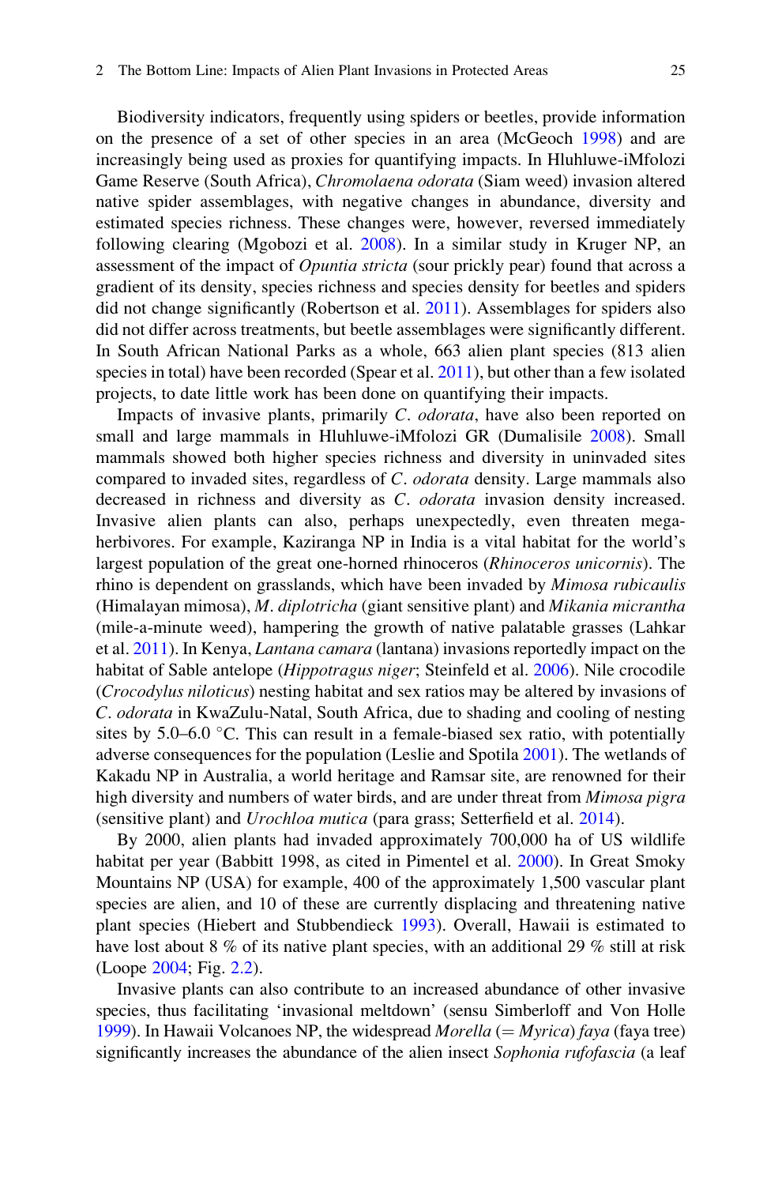Biodiversity indicators, frequently using spiders or beetles, provide information on the presence of a set of other species in an area (McGeoch 1998) and are increasingly being used as proxies for quantifying impacts. In Hluhluwe-iMfolozi Game Reserve (South Africa), *Chromolaena odorata* (Siam weed) invasion altered native spider assemblages, with negative changes in abundance, diversity and estimated species richness. These changes were, however, reversed immediately following clearing (Mgobozi et al. 2008). In a similar study in Kruger NP, an assessment of the impact of *Opuntia stricta* (sour prickly pear) found that across a gradient of its density, species richness and species density for beetles and spiders did not change significantly (Robertson et al. 2011). Assemblages for spiders also did not differ across treatments, but beetle assemblages were significantly different. In South African National Parks as a whole, 663 alien plant species (813 alien species in total) have been recorded (Spear et al. 2011), but other than a few isolated projects, to date little work has been done on quantifying their impacts.

Impacts of invasive plants, primarily *C. odorata*, have also been reported on small and large mammals in Hluhluwe-iMfolozi GR (Dumalisile 2008). Small mammals showed both higher species richness and diversity in uninvaded sites compared to invaded sites, regardless of *C. odorata* density. Large mammals also decreased in richness and diversity as *C. odorata* invasion density increased. Invasive alien plants can also, perhaps unexpectedly, even threaten mega-herbivores. For example, Kaziranga NP in India is a vital habitat for the world's largest population of the great one-horned rhinoceros (*Rhinoceros unicornis*). The rhino is dependent on grasslands, which have been invaded by *Mimosa rubicaulis* (Himalayan mimosa), *M. diplotricha* (giant sensitive plant) and *Mikania micrantha* (mile-a-minute weed), hampering the growth of native palatable grasses (Lahkar et al. 2011). In Kenya, *Lantana camara* (lantana) invasions reportedly impact on the habitat of Sable antelope (*Hippotragus niger*; Steinfeld et al. 2006). Nile crocodile (*Crocodylus niloticus*) nesting habitat and sex ratios may be altered by invasions of *C. odorata* in KwaZulu-Natal, South Africa, due to shading and cooling of nesting sites by 5.0–6.0 °C. This can result in a female-biased sex ratio, with potentially adverse consequences for the population (Leslie and Spotila 2001). The wetlands of Kakadu NP in Australia, a world heritage and Ramsar site, are renowned for their high diversity and numbers of water birds, and are under threat from *Mimosa pigra* (sensitive plant) and *Urochloa mutica* (para grass; Setterfield et al. 2014).

By 2000, alien plants had invaded approximately 700,000 ha of US wildlife habitat per year (Babbitt 1998, as cited in Pimentel et al. 2000). In Great Smoky Mountains NP (USA) for example, 400 of the approximately 1,500 vascular plant species are alien, and 10 of these are currently displacing and threatening native plant species (Hiebert and Stubbendieck 1993). Overall, Hawaii is estimated to have lost about 8 % of its native plant species, with an additional 29 % still at risk (Loope 2004; Fig. 2.2).

Invasive plants can also contribute to an increased abundance of other invasive species, thus facilitating 'invasional meltdown' (sensu Simberloff and Von Holle 1999). In Hawaii Volcanoes NP, the widespread *Morella* (= *Myrica*) *faya* (faya tree) significantly increases the abundance of the alien insect *Sophonia rufofascia* (a leaf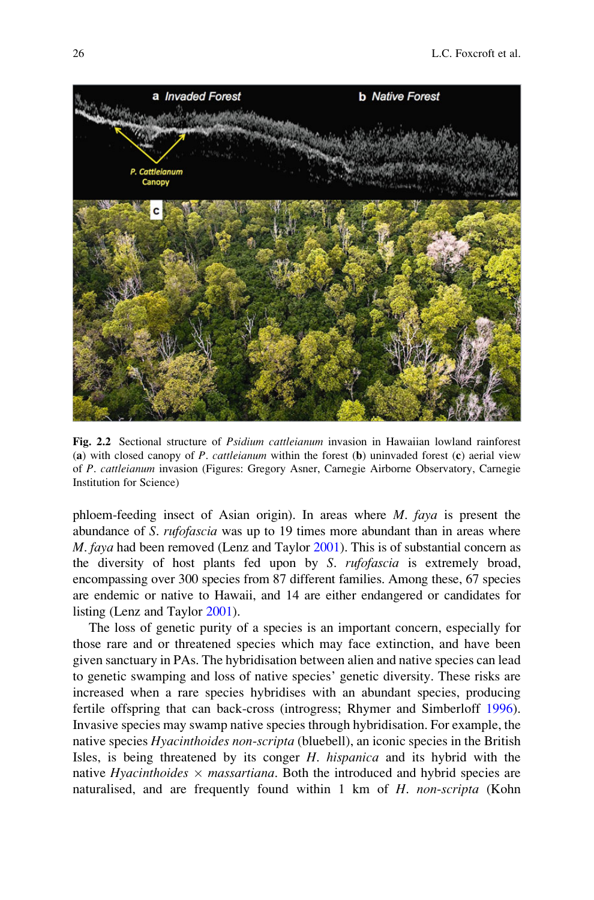**Fig. 2.2** Sectional structure of *Psidium cattleianum* invasion in Hawaiian lowland rainforest (**a**) with closed canopy of *P. cattleianum* within the forest (**b**) uninvaded forest (**c**) aerial view of *P. cattleianum* invasion (Figures: Gregory Asner, Carnegie Airborne Observatory, Carnegie Institution for Science)

phloem-feeding insect of Asian origin). In areas where *M. faya* is present the abundance of *S. rufofascia* was up to 19 times more abundant than in areas where *M. faya* had been removed (Lenz and Taylor 2001). This is of substantial concern as the diversity of host plants fed upon by *S. rufofascia* is extremely broad, encompassing over 300 species from 87 different families. Among these, 67 species are endemic or native to Hawaii, and 14 are either endangered or candidates for listing (Lenz and Taylor 2001).

The loss of genetic purity of a species is an important concern, especially for those rare and or threatened species which may face extinction, and have been given sanctuary in PAs. The hybridisation between alien and native species can lead to genetic swamping and loss of native species' genetic diversity. These risks are increased when a rare species hybridises with an abundant species, producing fertile offspring that can back-cross (introgress; Rhymer and Simberloff 1996). Invasive species may swamp native species through hybridisation. For example, the native species *Hyacinthoides non-scripta* (bluebell), an iconic species in the British Isles, is being threatened by its conger *H. hispanica* and its hybrid with the native *Hyacinthoides* × *massartiana*. Both the introduced and hybrid species are naturalised, and are frequently found within 1 km of *H. non-scripta* (Kohn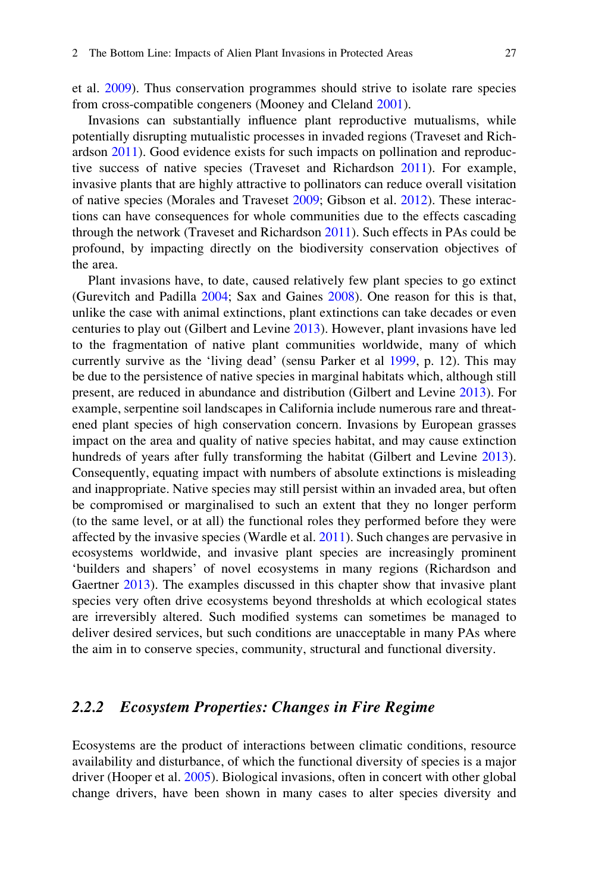et al. 2009). Thus conservation programmes should strive to isolate rare species from cross-compatible congeners (Mooney and Cleland 2001).

Invasions can substantially influence plant reproductive mutualisms, while potentially disrupting mutualistic processes in invaded regions (Traveset and Richardson 2011). Good evidence exists for such impacts on pollination and reproductive success of native species (Traveset and Richardson 2011). For example, invasive plants that are highly attractive to pollinators can reduce overall visitation of native species (Morales and Traveset 2009; Gibson et al. 2012). These interactions can have consequences for whole communities due to the effects cascading through the network (Traveset and Richardson 2011). Such effects in PAs could be profound, by impacting directly on the biodiversity conservation objectives of the area.

Plant invasions have, to date, caused relatively few plant species to go extinct (Gurevitch and Padilla 2004; Sax and Gaines 2008). One reason for this is that, unlike the case with animal extinctions, plant extinctions can take decades or even centuries to play out (Gilbert and Levine 2013). However, plant invasions have led to the fragmentation of native plant communities worldwide, many of which currently survive as the 'living dead' (sensu Parker et al 1999, p. 12). This may be due to the persistence of native species in marginal habitats which, although still present, are reduced in abundance and distribution (Gilbert and Levine 2013). For example, serpentine soil landscapes in California include numerous rare and threatened plant species of high conservation concern. Invasions by European grasses impact on the area and quality of native species habitat, and may cause extinction hundreds of years after fully transforming the habitat (Gilbert and Levine 2013). Consequently, equating impact with numbers of absolute extinctions is misleading and inappropriate. Native species may still persist within an invaded area, but often be compromised or marginalised to such an extent that they no longer perform (to the same level, or at all) the functional roles they performed before they were affected by the invasive species (Wardle et al. 2011). Such changes are pervasive in ecosystems worldwide, and invasive plant species are increasingly prominent 'builders and shapers' of novel ecosystems in many regions (Richardson and Gaertner 2013). The examples discussed in this chapter show that invasive plant species very often drive ecosystems beyond thresholds at which ecological states are irreversibly altered. Such modified systems can sometimes be managed to deliver desired services, but such conditions are unacceptable in many PAs where the aim in to conserve species, community, structural and functional diversity.

### 2.2.2 *Ecosystem Properties: Changes in Fire Regime*

Ecosystems are the product of interactions between climatic conditions, resource availability and disturbance, of which the functional diversity of species is a major driver (Hooper et al. 2005). Biological invasions, often in concert with other global change drivers, have been shown in many cases to alter species diversity and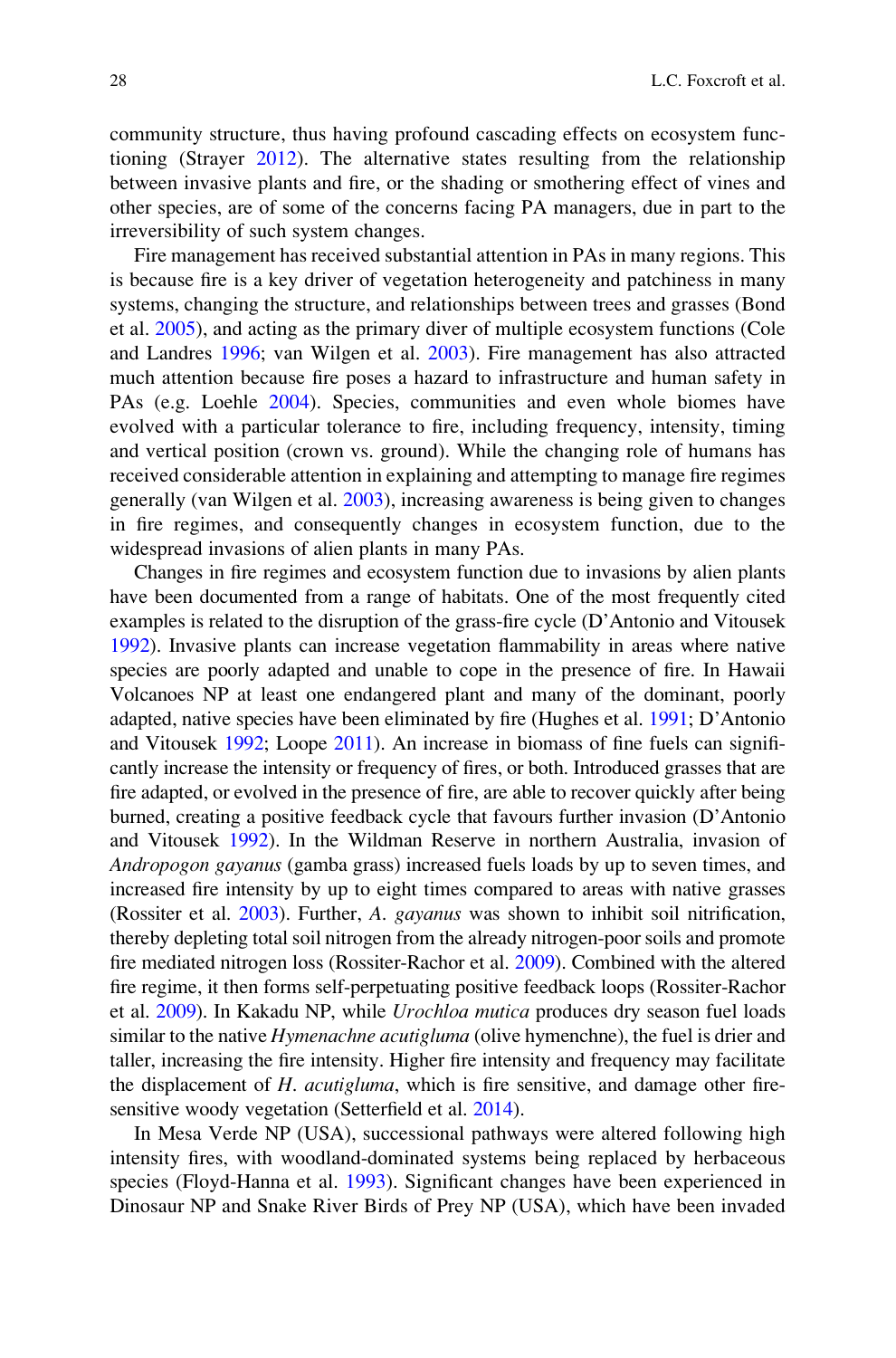community structure, thus having profound cascading effects on ecosystem functioning (Strayer 2012). The alternative states resulting from the relationship between invasive plants and fire, or the shading or smothering effect of vines and other species, are of some of the concerns facing PA managers, due in part to the irreversibility of such system changes.

Fire management has received substantial attention in PAs in many regions. This is because fire is a key driver of vegetation heterogeneity and patchiness in many systems, changing the structure, and relationships between trees and grasses (Bond et al. 2005), and acting as the primary diver of multiple ecosystem functions (Cole and Landres 1996; van Wilgen et al. 2003). Fire management has also attracted much attention because fire poses a hazard to infrastructure and human safety in PAs (e.g. Loehle 2004). Species, communities and even whole biomes have evolved with a particular tolerance to fire, including frequency, intensity, timing and vertical position (crown vs. ground). While the changing role of humans has received considerable attention in explaining and attempting to manage fire regimes generally (van Wilgen et al. 2003), increasing awareness is being given to changes in fire regimes, and consequently changes in ecosystem function, due to the widespread invasions of alien plants in many PAs.

Changes in fire regimes and ecosystem function due to invasions by alien plants have been documented from a range of habitats. One of the most frequently cited examples is related to the disruption of the grass-fire cycle (D'Antonio and Vitousek 1992). Invasive plants can increase vegetation flammability in areas where native species are poorly adapted and unable to cope in the presence of fire. In Hawaii Volcanoes NP at least one endangered plant and many of the dominant, poorly adapted, native species have been eliminated by fire (Hughes et al. 1991; D'Antonio and Vitousek 1992; Loope 2011). An increase in biomass of fine fuels can significantly increase the intensity or frequency of fires, or both. Introduced grasses that are fire adapted, or evolved in the presence of fire, are able to recover quickly after being burned, creating a positive feedback cycle that favours further invasion (D'Antonio and Vitousek 1992). In the Wildman Reserve in northern Australia, invasion of *Andropogon gayanus* (gamba grass) increased fuels loads by up to seven times, and increased fire intensity by up to eight times compared to areas with native grasses (Rossiter et al. 2003). Further, *A. gayanus* was shown to inhibit soil nitrification, thereby depleting total soil nitrogen from the already nitrogen-poor soils and promote fire mediated nitrogen loss (Rossiter-Rachor et al. 2009). Combined with the altered fire regime, it then forms self-perpetuating positive feedback loops (Rossiter-Rachor et al. 2009). In Kakadu NP, while *Urochloa mutica* produces dry season fuel loads similar to the native *Hymenachne acutigluma* (olive hymenchne), the fuel is drier and taller, increasing the fire intensity. Higher fire intensity and frequency may facilitate the displacement of *H. acutigluma*, which is fire sensitive, and damage other fire-sensitive woody vegetation (Setterfield et al. 2014).

In Mesa Verde NP (USA), successional pathways were altered following high intensity fires, with woodland-dominated systems being replaced by herbaceous species (Floyd-Hanna et al. 1993). Significant changes have been experienced in Dinosaur NP and Snake River Birds of Prey NP (USA), which have been invaded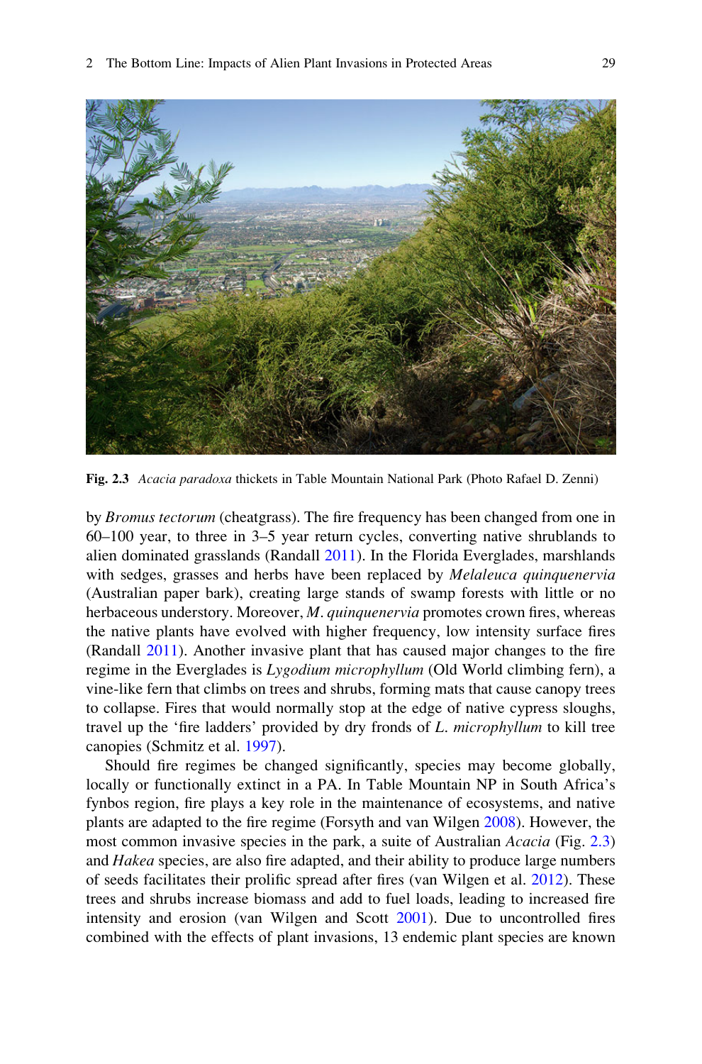Fig. 2.3 *Acacia paradoxa* thickets in Table Mountain National Park (Photo Rafael D. Zenni)

by *Bromus tectorum* (cheatgrass). The fire frequency has been changed from one in 60–100 year, to three in 3–5 year return cycles, converting native shrublands to alien dominated grasslands (Randall 2011). In the Florida Everglades, marshlands with sedges, grasses and herbs have been replaced by *Melaleuca quinquenervia* (Australian paper bark), creating large stands of swamp forests with little or no herbaceous understory. Moreover, *M. quinquenervia* promotes crown fires, whereas the native plants have evolved with higher frequency, low intensity surface fires (Randall 2011). Another invasive plant that has caused major changes to the fire regime in the Everglades is *Lygodium microphyllum* (Old World climbing fern), a vine-like fern that climbs on trees and shrubs, forming mats that cause canopy trees to collapse. Fires that would normally stop at the edge of native cypress sloughs, travel up the 'fire ladders' provided by dry fronds of *L. microphyllum* to kill tree canopies (Schmitz et al. 1997).

Should fire regimes be changed significantly, species may become globally, locally or functionally extinct in a PA. In Table Mountain NP in South Africa's fynbos region, fire plays a key role in the maintenance of ecosystems, and native plants are adapted to the fire regime (Forsyth and van Wilgen 2008). However, the most common invasive species in the park, a suite of Australian *Acacia* (Fig. 2.3) and *Hakea* species, are also fire adapted, and their ability to produce large numbers of seeds facilitates their prolific spread after fires (van Wilgen et al. 2012). These trees and shrubs increase biomass and add to fuel loads, leading to increased fire intensity and erosion (van Wilgen and Scott 2001). Due to uncontrolled fires combined with the effects of plant invasions, 13 endemic plant species are known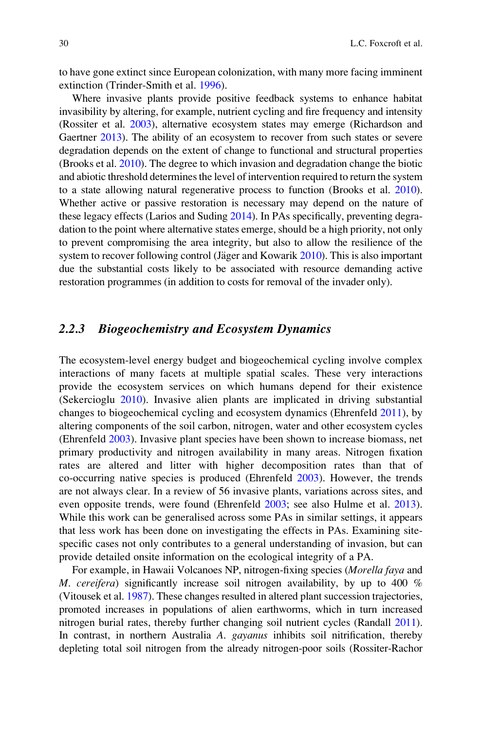to have gone extinct since European colonization, with many more facing imminent extinction (Trinder-Smith et al. 1996).

Where invasive plants provide positive feedback systems to enhance habitat invasibility by altering, for example, nutrient cycling and fire frequency and intensity (Rossiter et al. 2003), alternative ecosystem states may emerge (Richardson and Gaertner 2013). The ability of an ecosystem to recover from such states or severe degradation depends on the extent of change to functional and structural properties (Brooks et al. 2010). The degree to which invasion and degradation change the biotic and abiotic threshold determines the level of intervention required to return the system to a state allowing natural regenerative process to function (Brooks et al. 2010). Whether active or passive restoration is necessary may depend on the nature of these legacy effects (Larios and Suding 2014). In PAs specifically, preventing degradation to the point where alternative states emerge, should be a high priority, not only to prevent compromising the area integrity, but also to allow the resilience of the system to recover following control (Jäger and Kowarik 2010). This is also important due the substantial costs likely to be associated with resource demanding active restoration programmes (in addition to costs for removal of the invader only).

### 2.2.3 Biogeochemistry and Ecosystem Dynamics

The ecosystem-level energy budget and biogeochemical cycling involve complex interactions of many facets at multiple spatial scales. These very interactions provide the ecosystem services on which humans depend for their existence (Sekercioglu 2010). Invasive alien plants are implicated in driving substantial changes to biogeochemical cycling and ecosystem dynamics (Ehrenfeld 2011), by altering components of the soil carbon, nitrogen, water and other ecosystem cycles (Ehrenfeld 2003). Invasive plant species have been shown to increase biomass, net primary productivity and nitrogen availability in many areas. Nitrogen fixation rates are altered and litter with higher decomposition rates than that of co-occurring native species is produced (Ehrenfeld 2003). However, the trends are not always clear. In a review of 56 invasive plants, variations across sites, and even opposite trends, were found (Ehrenfeld 2003; see also Hulme et al. 2013). While this work can be generalised across some PAs in similar settings, it appears that less work has been done on investigating the effects in PAs. Examining site-specific cases not only contributes to a general understanding of invasion, but can provide detailed onsite information on the ecological integrity of a PA.

For example, in Hawaii Volcanoes NP, nitrogen-fixing species (*Morella faya* and *M. cereifera*) significantly increase soil nitrogen availability, by up to 400 % (Vitousek et al. 1987). These changes resulted in altered plant succession trajectories, promoted increases in populations of alien earthworms, which in turn increased nitrogen burial rates, thereby further changing soil nutrient cycles (Randall 2011). In contrast, in northern Australia *A. gayanus* inhibits soil nitrification, thereby depleting total soil nitrogen from the already nitrogen-poor soils (Rossiter-Rachor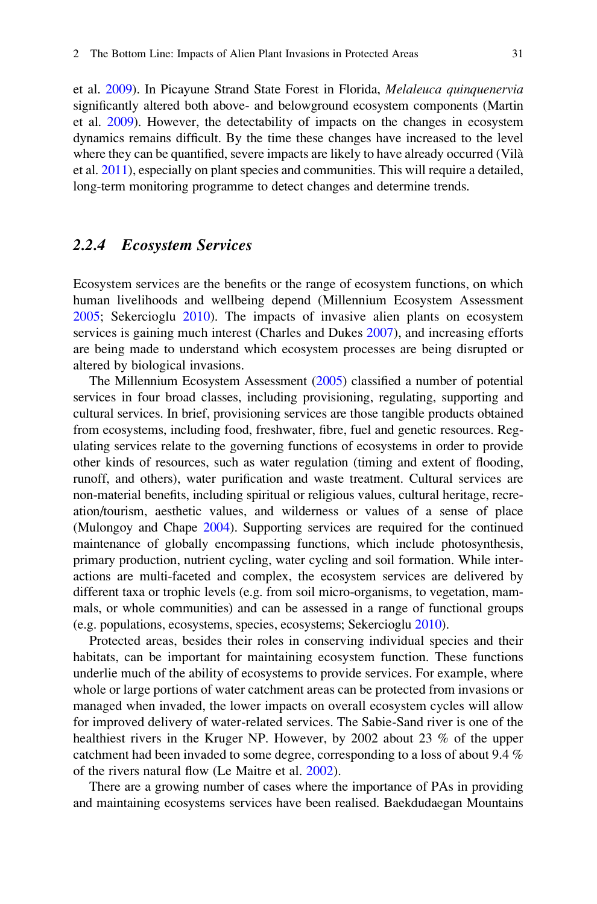et al. 2009). In Picayune Strand State Forest in Florida, *Melaleuca quinquenervia* significantly altered both above- and belowground ecosystem components (Martin et al. 2009). However, the detectability of impacts on the changes in ecosystem dynamics remains difficult. By the time these changes have increased to the level where they can be quantified, severe impacts are likely to have already occurred (Vilà et al. 2011), especially on plant species and communities. This will require a detailed, long-term monitoring programme to detect changes and determine trends.

### *2.2.4 Ecosystem Services*

Ecosystem services are the benefits or the range of ecosystem functions, on which human livelihoods and wellbeing depend (Millennium Ecosystem Assessment 2005; Sekercioglu 2010). The impacts of invasive alien plants on ecosystem services is gaining much interest (Charles and Dukes 2007), and increasing efforts are being made to understand which ecosystem processes are being disrupted or altered by biological invasions.

The Millennium Ecosystem Assessment (2005) classified a number of potential services in four broad classes, including provisioning, regulating, supporting and cultural services. In brief, provisioning services are those tangible products obtained from ecosystems, including food, freshwater, fibre, fuel and genetic resources. Regulating services relate to the governing functions of ecosystems in order to provide other kinds of resources, such as water regulation (timing and extent of flooding, runoff, and others), water purification and waste treatment. Cultural services are non-material benefits, including spiritual or religious values, cultural heritage, recreation/tourism, aesthetic values, and wilderness or values of a sense of place (Mulongoy and Chape 2004). Supporting services are required for the continued maintenance of globally encompassing functions, which include photosynthesis, primary production, nutrient cycling, water cycling and soil formation. While interactions are multi-faceted and complex, the ecosystem services are delivered by different taxa or trophic levels (e.g. from soil micro-organisms, to vegetation, mammals, or whole communities) and can be assessed in a range of functional groups (e.g. populations, ecosystems, species, ecosystems; Sekercioglu 2010).

Protected areas, besides their roles in conserving individual species and their habitats, can be important for maintaining ecosystem function. These functions underlie much of the ability of ecosystems to provide services. For example, where whole or large portions of water catchment areas can be protected from invasions or managed when invaded, the lower impacts on overall ecosystem cycles will allow for improved delivery of water-related services. The Sabie-Sand river is one of the healthiest rivers in the Kruger NP. However, by 2002 about 23 % of the upper catchment had been invaded to some degree, corresponding to a loss of about 9.4 % of the rivers natural flow (Le Maitre et al. 2002).

There are a growing number of cases where the importance of PAs in providing and maintaining ecosystems services have been realised. Baekdudaegan Mountains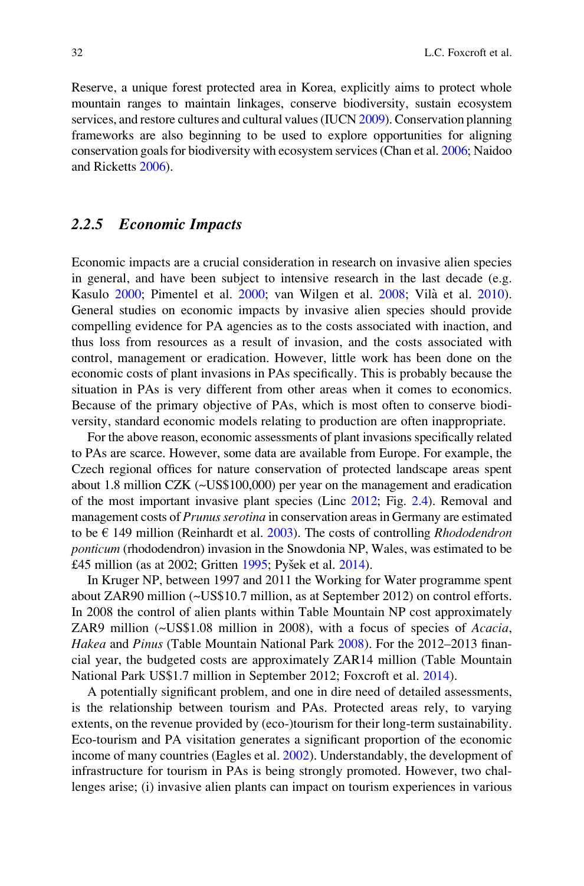Reserve, a unique forest protected area in Korea, explicitly aims to protect whole mountain ranges to maintain linkages, conserve biodiversity, sustain ecosystem services, and restore cultures and cultural values (IUCN 2009). Conservation planning frameworks are also beginning to be used to explore opportunities for aligning conservation goals for biodiversity with ecosystem services (Chan et al. 2006; Naidoo and Ricketts 2006).

### 2.2.5 *Economic Impacts*

Economic impacts are a crucial consideration in research on invasive alien species in general, and have been subject to intensive research in the last decade (e.g. Kasulo 2000; Pimentel et al. 2000; van Wilgen et al. 2008; Vilà et al. 2010). General studies on economic impacts by invasive alien species should provide compelling evidence for PA agencies as to the costs associated with inaction, and thus loss from resources as a result of invasion, and the costs associated with control, management or eradication. However, little work has been done on the economic costs of plant invasions in PAs specifically. This is probably because the situation in PAs is very different from other areas when it comes to economics. Because of the primary objective of PAs, which is most often to conserve biodiversity, standard economic models relating to production are often inappropriate.

For the above reason, economic assessments of plant invasions specifically related to PAs are scarce. However, some data are available from Europe. For example, the Czech regional offices for nature conservation of protected landscape areas spent about 1.8 million CZK (~US$100,000) per year on the management and eradication of the most important invasive plant species (Linc 2012; Fig. 2.4). Removal and management costs of *Prunus serotina* in conservation areas in Germany are estimated to be € 149 million (Reinhardt et al. 2003). The costs of controlling *Rhododendron ponticum* (rhododendron) invasion in the Snowdonia NP, Wales, was estimated to be £45 million (as at 2002; Gritten 1995; Pyšek et al. 2014).

In Kruger NP, between 1997 and 2011 the Working for Water programme spent about ZAR90 million (~US$10.7 million, as at September 2012) on control efforts. In 2008 the control of alien plants within Table Mountain NP cost approximately ZAR9 million (~US$1.08 million in 2008), with a focus of species of *Acacia*, *Hakea* and *Pinus* (Table Mountain National Park 2008). For the 2012–2013 financial year, the budgeted costs are approximately ZAR14 million (Table Mountain National Park US$1.7 million in September 2012; Foxcroft et al. 2014).

A potentially significant problem, and one in dire need of detailed assessments, is the relationship between tourism and PAs. Protected areas rely, to varying extents, on the revenue provided by (eco-)tourism for their long-term sustainability. Eco-tourism and PA visitation generates a significant proportion of the economic income of many countries (Eagles et al. 2002). Understandably, the development of infrastructure for tourism in PAs is being strongly promoted. However, two challenges arise; (i) invasive alien plants can impact on tourism experiences in various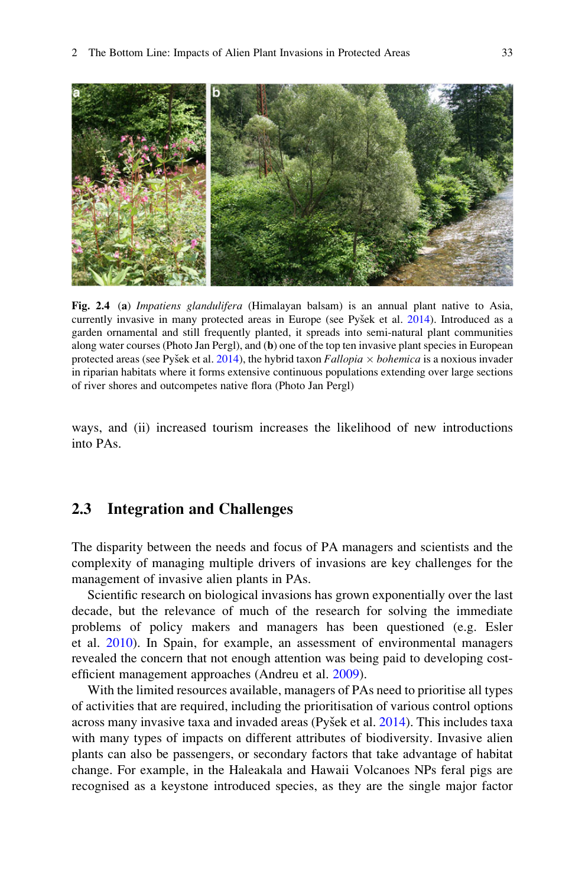**Fig. 2.4** (**a**) *Impatiens glandulifera* (Himalayan balsam) is an annual plant native to Asia, currently invasive in many protected areas in Europe (see Pyšek et al. 2014). Introduced as a garden ornamental and still frequently planted, it spreads into semi-natural plant communities along water courses (Photo Jan Pergl), and (**b**) one of the top ten invasive plant species in European protected areas (see Pyšek et al. 2014), the hybrid taxon *Fallopia* × *bohemica* is a noxious invader in riparian habitats where it forms extensive continuous populations extending over large sections of river shores and outcompetes native flora (Photo Jan Pergl)

ways, and (ii) increased tourism increases the likelihood of new introductions into PAs.

## 2.3 Integration and Challenges

The disparity between the needs and focus of PA managers and scientists and the complexity of managing multiple drivers of invasions are key challenges for the management of invasive alien plants in PAs.

Scientific research on biological invasions has grown exponentially over the last decade, but the relevance of much of the research for solving the immediate problems of policy makers and managers has been questioned (e.g. Esler et al. 2010). In Spain, for example, an assessment of environmental managers revealed the concern that not enough attention was being paid to developing cost-efficient management approaches (Andreu et al. 2009).

With the limited resources available, managers of PAs need to prioritise all types of activities that are required, including the prioritisation of various control options across many invasive taxa and invaded areas (Pyšek et al. 2014). This includes taxa with many types of impacts on different attributes of biodiversity. Invasive alien plants can also be passengers, or secondary factors that take advantage of habitat change. For example, in the Haleakala and Hawaii Volcanoes NPs feral pigs are recognised as a keystone introduced species, as they are the single major factor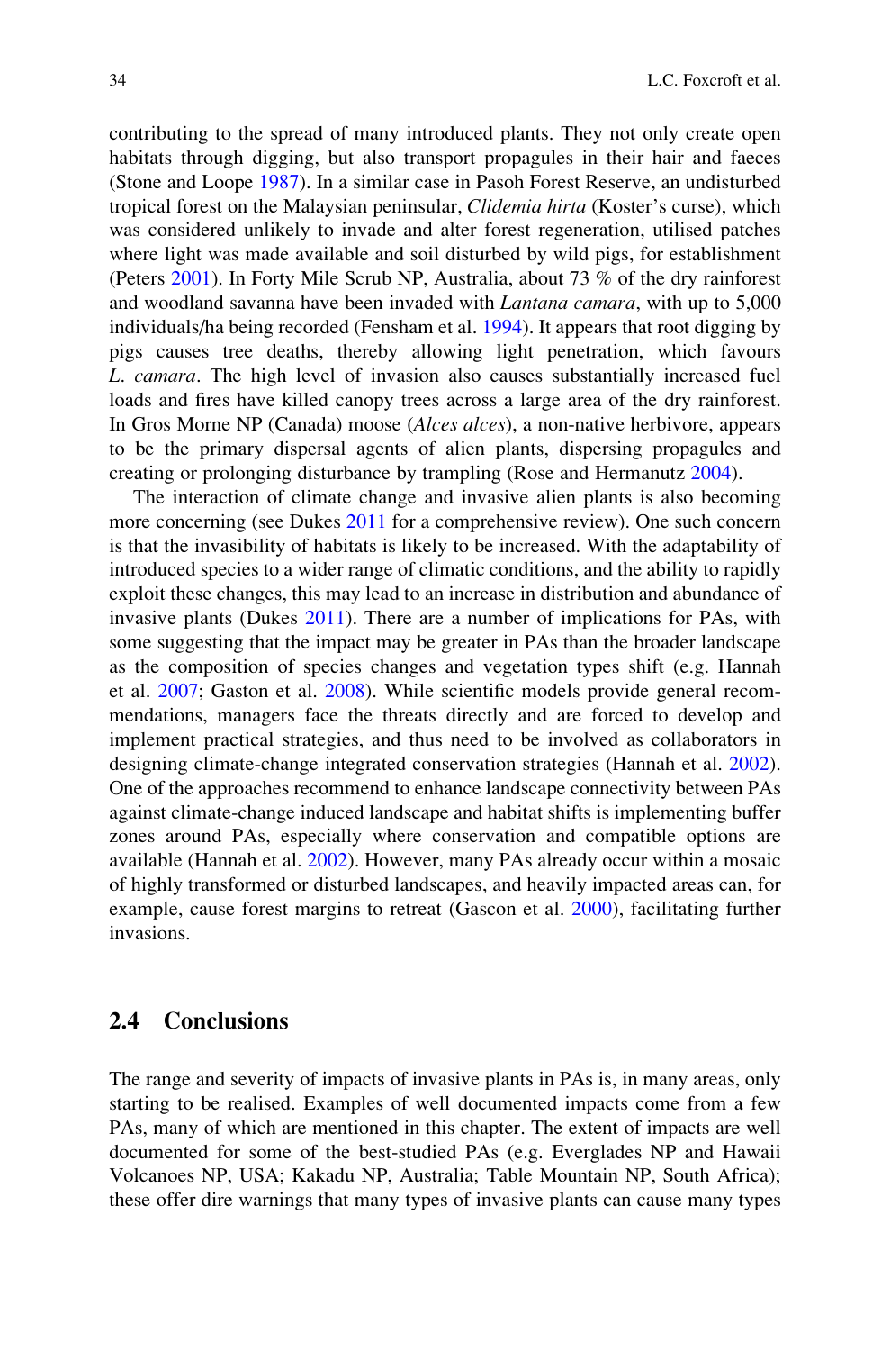contributing to the spread of many introduced plants. They not only create open habitats through digging, but also transport propagules in their hair and faeces (Stone and Loope 1987). In a similar case in Pasoh Forest Reserve, an undisturbed tropical forest on the Malaysian peninsular, *Clidemia hirta* (Koster's curse), which was considered unlikely to invade and alter forest regeneration, utilised patches where light was made available and soil disturbed by wild pigs, for establishment (Peters 2001). In Forty Mile Scrub NP, Australia, about 73 % of the dry rainforest and woodland savanna have been invaded with *Lantana camara*, with up to 5,000 individuals/ha being recorded (Fensham et al. 1994). It appears that root digging by pigs causes tree deaths, thereby allowing light penetration, which favours *L. camara*. The high level of invasion also causes substantially increased fuel loads and fires have killed canopy trees across a large area of the dry rainforest. In Gros Morne NP (Canada) moose (*Alces alces*), a non-native herbivore, appears to be the primary dispersal agents of alien plants, dispersing propagules and creating or prolonging disturbance by trampling (Rose and Hermanutz 2004).

The interaction of climate change and invasive alien plants is also becoming more concerning (see Dukes 2011 for a comprehensive review). One such concern is that the invasibility of habitats is likely to be increased. With the adaptability of introduced species to a wider range of climatic conditions, and the ability to rapidly exploit these changes, this may lead to an increase in distribution and abundance of invasive plants (Dukes 2011). There are a number of implications for PAs, with some suggesting that the impact may be greater in PAs than the broader landscape as the composition of species changes and vegetation types shift (e.g. Hannah et al. 2007; Gaston et al. 2008). While scientific models provide general recommendations, managers face the threats directly and are forced to develop and implement practical strategies, and thus need to be involved as collaborators in designing climate-change integrated conservation strategies (Hannah et al. 2002). One of the approaches recommend to enhance landscape connectivity between PAs against climate-change induced landscape and habitat shifts is implementing buffer zones around PAs, especially where conservation and compatible options are available (Hannah et al. 2002). However, many PAs already occur within a mosaic of highly transformed or disturbed landscapes, and heavily impacted areas can, for example, cause forest margins to retreat (Gascon et al. 2000), facilitating further invasions.

## 2.4 Conclusions

The range and severity of impacts of invasive plants in PAs is, in many areas, only starting to be realised. Examples of well documented impacts come from a few PAs, many of which are mentioned in this chapter. The extent of impacts are well documented for some of the best-studied PAs (e.g. Everglades NP and Hawaii Volcanoes NP, USA; Kakadu NP, Australia; Table Mountain NP, South Africa); these offer dire warnings that many types of invasive plants can cause many types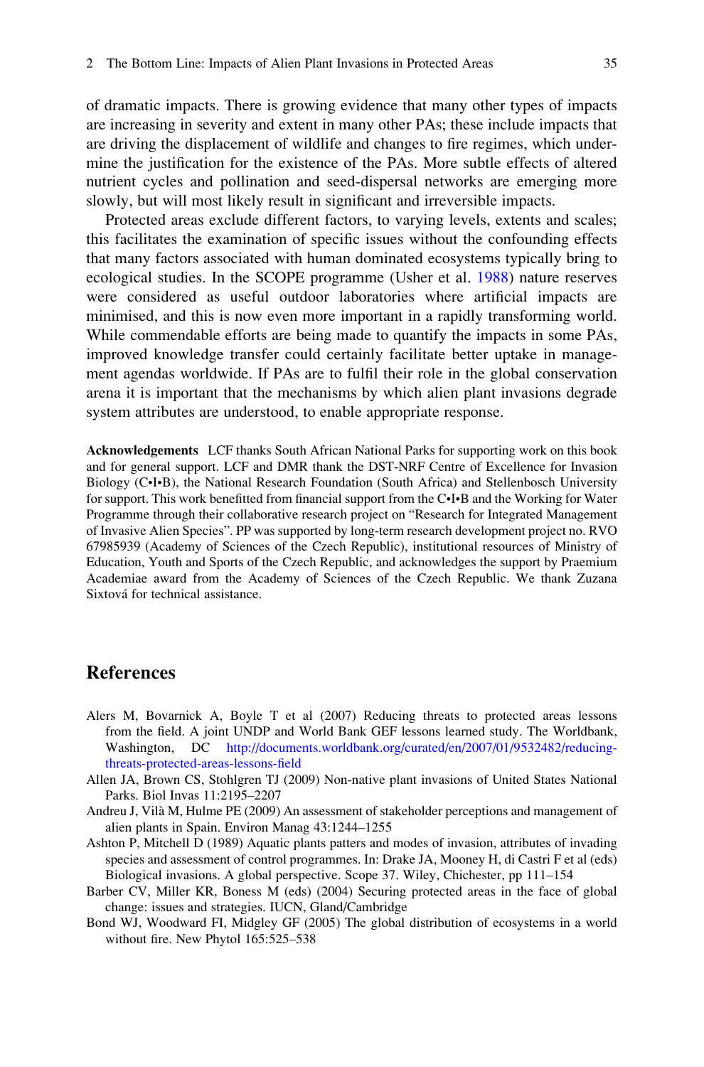of dramatic impacts. There is growing evidence that many other types of impacts are increasing in severity and extent in many other PAs; these include impacts that are driving the displacement of wildlife and changes to fire regimes, which undermine the justification for the existence of the PAs. More subtle effects of altered nutrient cycles and pollination and seed-dispersal networks are emerging more slowly, but will most likely result in significant and irreversible impacts.

Protected areas exclude different factors, to varying levels, extents and scales; this facilitates the examination of specific issues without the confounding effects that many factors associated with human dominated ecosystems typically bring to ecological studies. In the SCOPE programme (Usher et al. 1988) nature reserves were considered as useful outdoor laboratories where artificial impacts are minimised, and this is now even more important in a rapidly transforming world. While commendable efforts are being made to quantify the impacts in some PAs, improved knowledge transfer could certainly facilitate better uptake in management agendas worldwide. If PAs are to fulfil their role in the global conservation arena it is important that the mechanisms by which alien plant invasions degrade system attributes are understood, to enable appropriate response.

**Acknowledgements** LCF thanks South African National Parks for supporting work on this book and for general support. LCF and DMR thank the DST-NRF Centre of Excellence for Invasion Biology (C•I•B), the National Research Foundation (South Africa) and Stellenbosch University for support. This work benefitted from financial support from the C•I•B and the Working for Water Programme through their collaborative research project on "Research for Integrated Management of Invasive Alien Species". PP was supported by long-term research development project no. RVO 67985939 (Academy of Sciences of the Czech Republic), institutional resources of Ministry of Education, Youth and Sports of the Czech Republic, and acknowledges the support by Praemium Academiae award from the Academy of Sciences of the Czech Republic. We thank Zuzana Sixtová for technical assistance.

## References

- Alers M, Bovarnick A, Boyle T et al (2007) Reducing threats to protected areas lessons from the field. A joint UNDP and World Bank GEF lessons learned study. The Worldbank, Washington, DC http://documents.worldbank.org/curated/en/2007/01/9532482/reducing-threats-protected-areas-lessons-field
- Allen JA, Brown CS, Stohlgren TJ (2009) Non-native plant invasions of United States National Parks. Biol Invas 11:2195–2207
- Andreu J, Vilà M, Hulme PE (2009) An assessment of stakeholder perceptions and management of alien plants in Spain. Environ Manag 43:1244–1255
- Ashton P, Mitchell D (1989) Aquatic plants patters and modes of invasion, attributes of invading species and assessment of control programmes. In: Drake JA, Mooney H, di Castri F et al (eds) Biological invasions. A global perspective. Scope 37. Wiley, Chichester, pp 111–154
- Barber CV, Miller KR, Boness M (eds) (2004) Securing protected areas in the face of global change: issues and strategies. IUCN, Gland/Cambridge
- Bond WJ, Woodward FI, Midgley GF (2005) The global distribution of ecosystems in a world without fire. New Phytol 165:525–538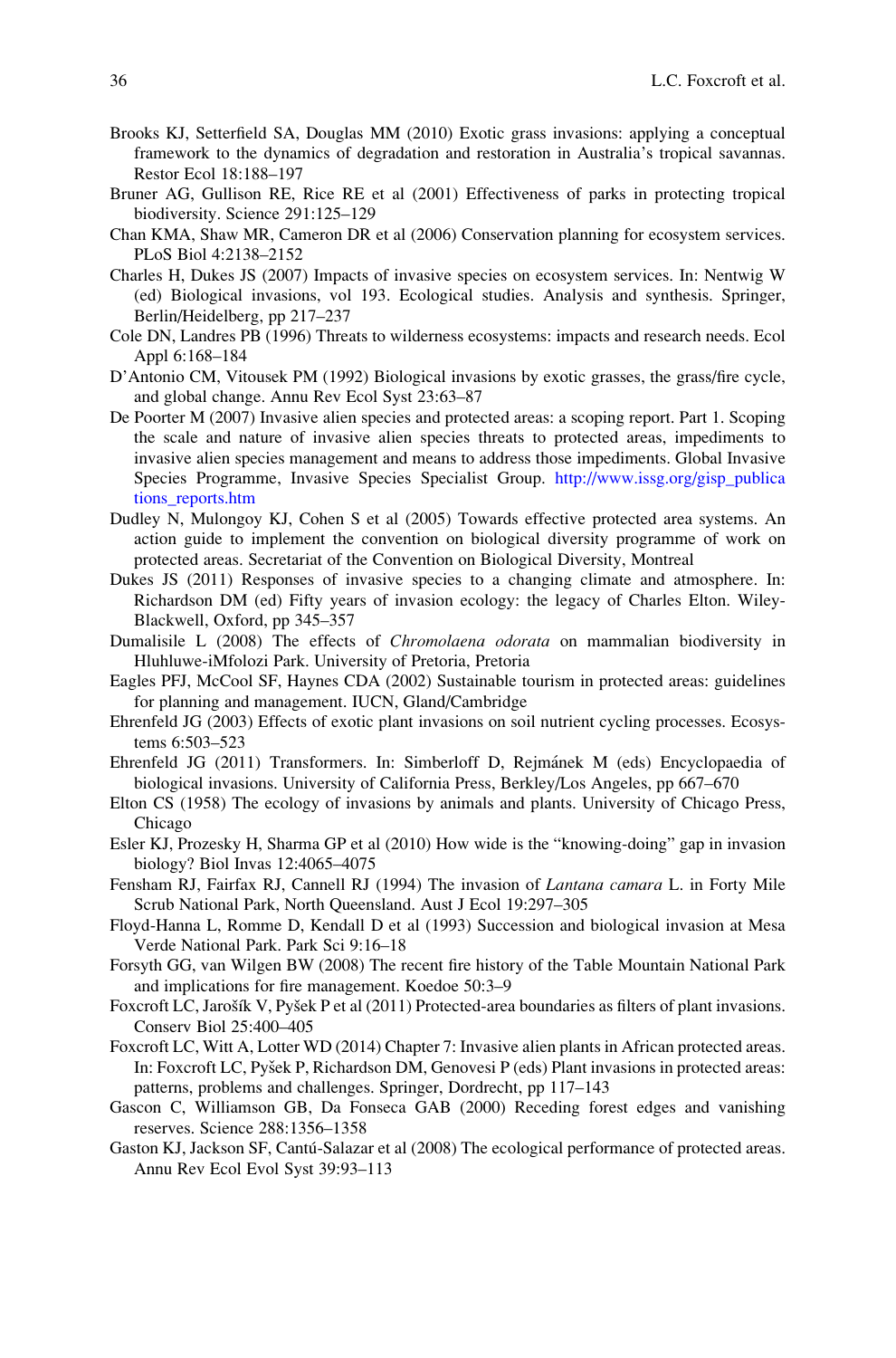Brooks KJ, Setterfield SA, Douglas MM (2010) Exotic grass invasions: applying a conceptual framework to the dynamics of degradation and restoration in Australia's tropical savannas. Restor Ecol 18:188–197

Bruner AG, Gullison RE, Rice RE et al (2001) Effectiveness of parks in protecting tropical biodiversity. Science 291:125–129

Chan KMA, Shaw MR, Cameron DR et al (2006) Conservation planning for ecosystem services. PLoS Biol 4:2138–2152

Charles H, Dukes JS (2007) Impacts of invasive species on ecosystem services. In: Nentwig W (ed) Biological invasions, vol 193. Ecological studies. Analysis and synthesis. Springer, Berlin/Heidelberg, pp 217–237

Cole DN, Landres PB (1996) Threats to wilderness ecosystems: impacts and research needs. Ecol Appl 6:168–184

D'Antonio CM, Vitousek PM (1992) Biological invasions by exotic grasses, the grass/fire cycle, and global change. Annu Rev Ecol Syst 23:63–87

De Poorter M (2007) Invasive alien species and protected areas: a scoping report. Part 1. Scoping the scale and nature of invasive alien species threats to protected areas, impediments to invasive alien species management and means to address those impediments. Global Invasive Species Programme, Invasive Species Specialist Group. http://www.issg.org/gisp_publications_reports.htm

Dudley N, Mulongoy KJ, Cohen S et al (2005) Towards effective protected area systems. An action guide to implement the convention on biological diversity programme of work on protected areas. Secretariat of the Convention on Biological Diversity, Montreal

Dukes JS (2011) Responses of invasive species to a changing climate and atmosphere. In: Richardson DM (ed) Fifty years of invasion ecology: the legacy of Charles Elton. Wiley-Blackwell, Oxford, pp 345–357

Dumalisile L (2008) The effects of *Chromolaena odorata* on mammalian biodiversity in Hluhluwe-iMfolozi Park. University of Pretoria, Pretoria

Eagles PFJ, McCool SF, Haynes CDA (2002) Sustainable tourism in protected areas: guidelines for planning and management. IUCN, Gland/Cambridge

Ehrenfeld JG (2003) Effects of exotic plant invasions on soil nutrient cycling processes. Ecosystems 6:503–523

Ehrenfeld JG (2011) Transformers. In: Simberloff D, Rejmánek M (eds) Encyclopaedia of biological invasions. University of California Press, Berkley/Los Angeles, pp 667–670

Elton CS (1958) The ecology of invasions by animals and plants. University of Chicago Press, Chicago

Esler KJ, Prozesky H, Sharma GP et al (2010) How wide is the "knowing-doing" gap in invasion biology? Biol Invas 12:4065–4075

Fensham RJ, Fairfax RJ, Cannell RJ (1994) The invasion of *Lantana camara* L. in Forty Mile Scrub National Park, North Queensland. Aust J Ecol 19:297–305

Floyd-Hanna L, Romme D, Kendall D et al (1993) Succession and biological invasion at Mesa Verde National Park. Park Sci 9:16–18

Forsyth GG, van Wilgen BW (2008) The recent fire history of the Table Mountain National Park and implications for fire management. Koedoe 50:3–9

Foxcroft LC, Jarošík V, Pyšek P et al (2011) Protected-area boundaries as filters of plant invasions. Conserv Biol 25:400–405

Foxcroft LC, Witt A, Lotter WD (2014) Chapter 7: Invasive alien plants in African protected areas. In: Foxcroft LC, Pyšek P, Richardson DM, Genovesi P (eds) Plant invasions in protected areas: patterns, problems and challenges. Springer, Dordrecht, pp 117–143

Gascon C, Williamson GB, Da Fonseca GAB (2000) Receding forest edges and vanishing reserves. Science 288:1356–1358

Gaston KJ, Jackson SF, Cantú-Salazar et al (2008) The ecological performance of protected areas. Annu Rev Ecol Evol Syst 39:93–113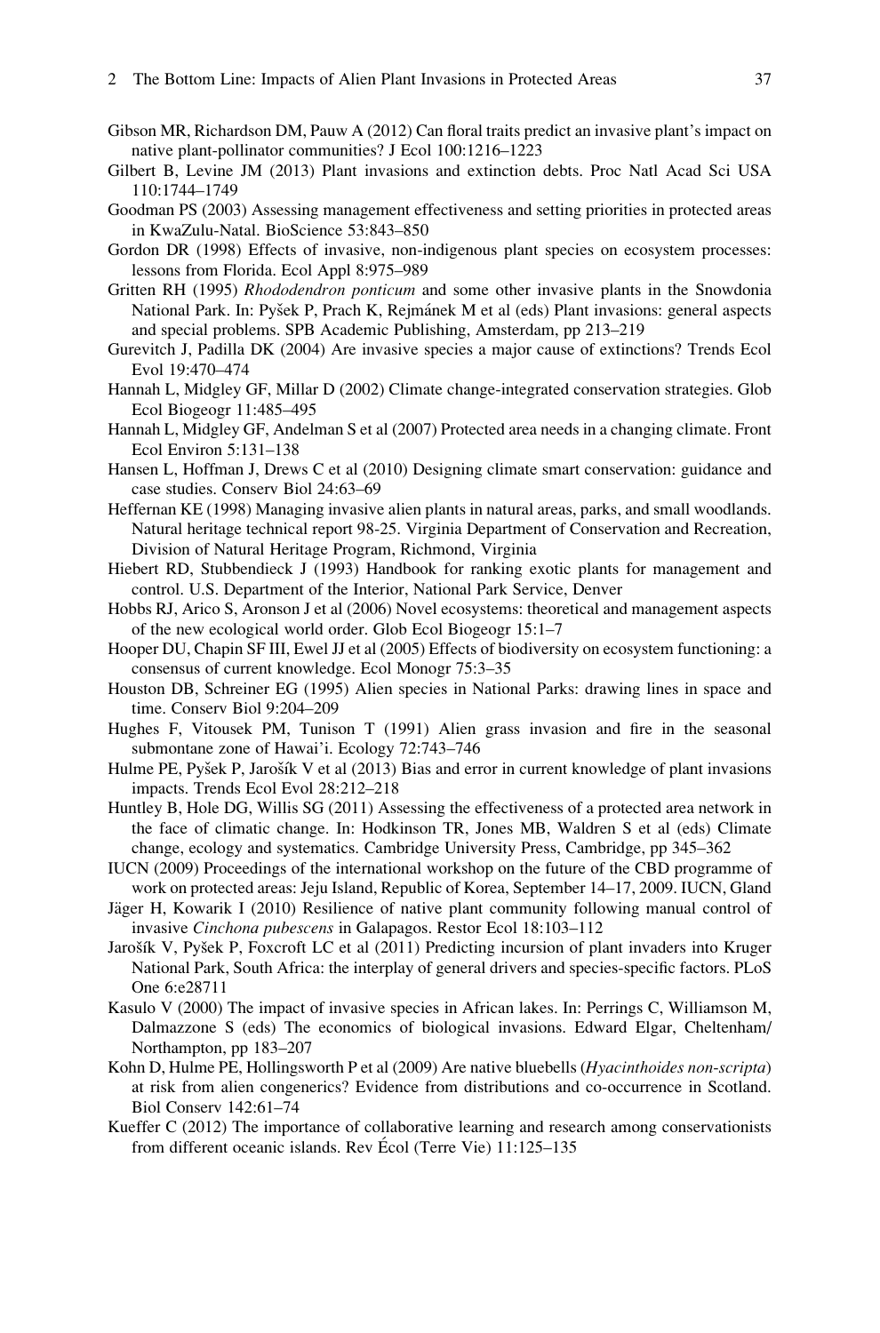Gibson MR, Richardson DM, Pauw A (2012) Can floral traits predict an invasive plant's impact on native plant-pollinator communities? J Ecol 100:1216–1223

Gilbert B, Levine JM (2013) Plant invasions and extinction debts. Proc Natl Acad Sci USA 110:1744–1749

Goodman PS (2003) Assessing management effectiveness and setting priorities in protected areas in KwaZulu-Natal. BioScience 53:843–850

Gordon DR (1998) Effects of invasive, non-indigenous plant species on ecosystem processes: lessons from Florida. Ecol Appl 8:975–989

Gritten RH (1995) *Rhododendron ponticum* and some other invasive plants in the Snowdonia National Park. In: Pyšek P, Prach K, Rejmánek M et al (eds) Plant invasions: general aspects and special problems. SPB Academic Publishing, Amsterdam, pp 213–219

Gurevitch J, Padilla DK (2004) Are invasive species a major cause of extinctions? Trends Ecol Evol 19:470–474

Hannah L, Midgley GF, Millar D (2002) Climate change-integrated conservation strategies. Glob Ecol Biogeogr 11:485–495

Hannah L, Midgley GF, Andelman S et al (2007) Protected area needs in a changing climate. Front Ecol Environ 5:131–138

Hansen L, Hoffman J, Drews C et al (2010) Designing climate smart conservation: guidance and case studies. Conserv Biol 24:63–69

Heffernan KE (1998) Managing invasive alien plants in natural areas, parks, and small woodlands. Natural heritage technical report 98-25. Virginia Department of Conservation and Recreation, Division of Natural Heritage Program, Richmond, Virginia

Hiebert RD, Stubbendieck J (1993) Handbook for ranking exotic plants for management and control. U.S. Department of the Interior, National Park Service, Denver

Hobbs RJ, Arico S, Aronson J et al (2006) Novel ecosystems: theoretical and management aspects of the new ecological world order. Glob Ecol Biogeogr 15:1–7

Hooper DU, Chapin SF III, Ewel JJ et al (2005) Effects of biodiversity on ecosystem functioning: a consensus of current knowledge. Ecol Monogr 75:3–35

Houston DB, Schreiner EG (1995) Alien species in National Parks: drawing lines in space and time. Conserv Biol 9:204–209

Hughes F, Vitousek PM, Tunison T (1991) Alien grass invasion and fire in the seasonal submontane zone of Hawai'i. Ecology 72:743–746

Hulme PE, Pyšek P, Jarošík V et al (2013) Bias and error in current knowledge of plant invasions impacts. Trends Ecol Evol 28:212–218

Huntley B, Hole DG, Willis SG (2011) Assessing the effectiveness of a protected area network in the face of climatic change. In: Hodkinson TR, Jones MB, Waldren S et al (eds) Climate change, ecology and systematics. Cambridge University Press, Cambridge, pp 345–362

IUCN (2009) Proceedings of the international workshop on the future of the CBD programme of work on protected areas: Jeju Island, Republic of Korea, September 14–17, 2009. IUCN, Gland

Jäger H, Kowarik I (2010) Resilience of native plant community following manual control of invasive *Cinchona pubescens* in Galapagos. Restor Ecol 18:103–112

Jarošík V, Pyšek P, Foxcroft LC et al (2011) Predicting incursion of plant invaders into Kruger National Park, South Africa: the interplay of general drivers and species-specific factors. PLoS One 6:e28711

Kasulo V (2000) The impact of invasive species in African lakes. In: Perrings C, Williamson M, Dalmazzone S (eds) The economics of biological invasions. Edward Elgar, Cheltenham/Northampton, pp 183–207

Kohn D, Hulme PE, Hollingsworth P et al (2009) Are native bluebells (*Hyacinthoides non-scripta*) at risk from alien congenerics? Evidence from distributions and co-occurrence in Scotland. Biol Conserv 142:61–74

Kueffer C (2012) The importance of collaborative learning and research among conservationists from different oceanic islands. Rev Écol (Terre Vie) 11:125–135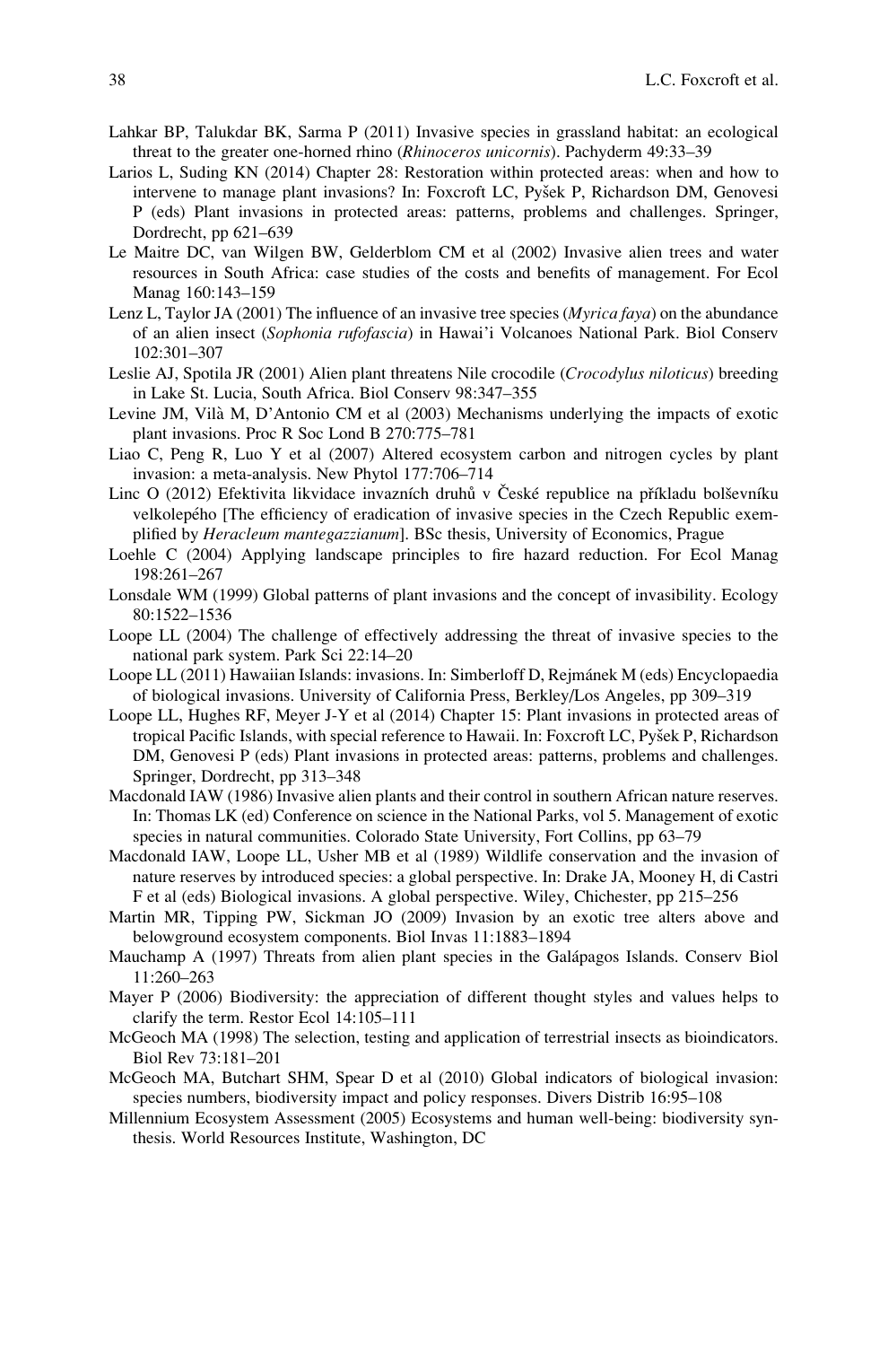Lahkar BP, Talukdar BK, Sarma P (2011) Invasive species in grassland habitat: an ecological threat to the greater one-horned rhino (*Rhinoceros unicornis*). Pachyderm 49:33–39

Larios L, Suding KN (2014) Chapter 28: Restoration within protected areas: when and how to intervene to manage plant invasions? In: Foxcroft LC, Pyšek P, Richardson DM, Genovesi P (eds) Plant invasions in protected areas: patterns, problems and challenges. Springer, Dordrecht, pp 621–639

Le Maitre DC, van Wilgen BW, Gelderblom CM et al (2002) Invasive alien trees and water resources in South Africa: case studies of the costs and benefits of management. For Ecol Manag 160:143–159

Lenz L, Taylor JA (2001) The influence of an invasive tree species (*Myrica faya*) on the abundance of an alien insect (*Sophonia rufofascia*) in Hawai'i Volcanoes National Park. Biol Conserv 102:301–307

Leslie AJ, Spotila JR (2001) Alien plant threatens Nile crocodile (*Crocodylus niloticus*) breeding in Lake St. Lucia, South Africa. Biol Conserv 98:347–355

Levine JM, Vilà M, D'Antonio CM et al (2003) Mechanisms underlying the impacts of exotic plant invasions. Proc R Soc Lond B 270:775–781

Liao C, Peng R, Luo Y et al (2007) Altered ecosystem carbon and nitrogen cycles by plant invasion: a meta-analysis. New Phytol 177:706–714

Linc O (2012) Efektivita likvidace invazních druhů v České republice na příkladu bolševníku velkolepého [The efficiency of eradication of invasive species in the Czech Republic exemplified by *Heracleum mantegazzianum*]. BSc thesis, University of Economics, Prague

Loehle C (2004) Applying landscape principles to fire hazard reduction. For Ecol Manag 198:261–267

Lonsdale WM (1999) Global patterns of plant invasions and the concept of invasibility. Ecology 80:1522–1536

Loope LL (2004) The challenge of effectively addressing the threat of invasive species to the national park system. Park Sci 22:14–20

Loope LL (2011) Hawaiian Islands: invasions. In: Simberloff D, Rejmánek M (eds) Encyclopaedia of biological invasions. University of California Press, Berkley/Los Angeles, pp 309–319

Loope LL, Hughes RF, Meyer J-Y et al (2014) Chapter 15: Plant invasions in protected areas of tropical Pacific Islands, with special reference to Hawaii. In: Foxcroft LC, Pyšek P, Richardson DM, Genovesi P (eds) Plant invasions in protected areas: patterns, problems and challenges. Springer, Dordrecht, pp 313–348

Macdonald IAW (1986) Invasive alien plants and their control in southern African nature reserves. In: Thomas LK (ed) Conference on science in the National Parks, vol 5. Management of exotic species in natural communities. Colorado State University, Fort Collins, pp 63–79

Macdonald IAW, Loope LL, Usher MB et al (1989) Wildlife conservation and the invasion of nature reserves by introduced species: a global perspective. In: Drake JA, Mooney H, di Castri F et al (eds) Biological invasions. A global perspective. Wiley, Chichester, pp 215–256

Martin MR, Tipping PW, Sickman JO (2009) Invasion by an exotic tree alters above and belowground ecosystem components. Biol Invas 11:1883–1894

Mauchamp A (1997) Threats from alien plant species in the Galápagos Islands. Conserv Biol 11:260–263

Mayer P (2006) Biodiversity: the appreciation of different thought styles and values helps to clarify the term. Restor Ecol 14:105–111

McGeoch MA (1998) The selection, testing and application of terrestrial insects as bioindicators. Biol Rev 73:181–201

McGeoch MA, Butchart SHM, Spear D et al (2010) Global indicators of biological invasion: species numbers, biodiversity impact and policy responses. Divers Distrib 16:95–108

Millennium Ecosystem Assessment (2005) Ecosystems and human well-being: biodiversity synthesis. World Resources Institute, Washington, DC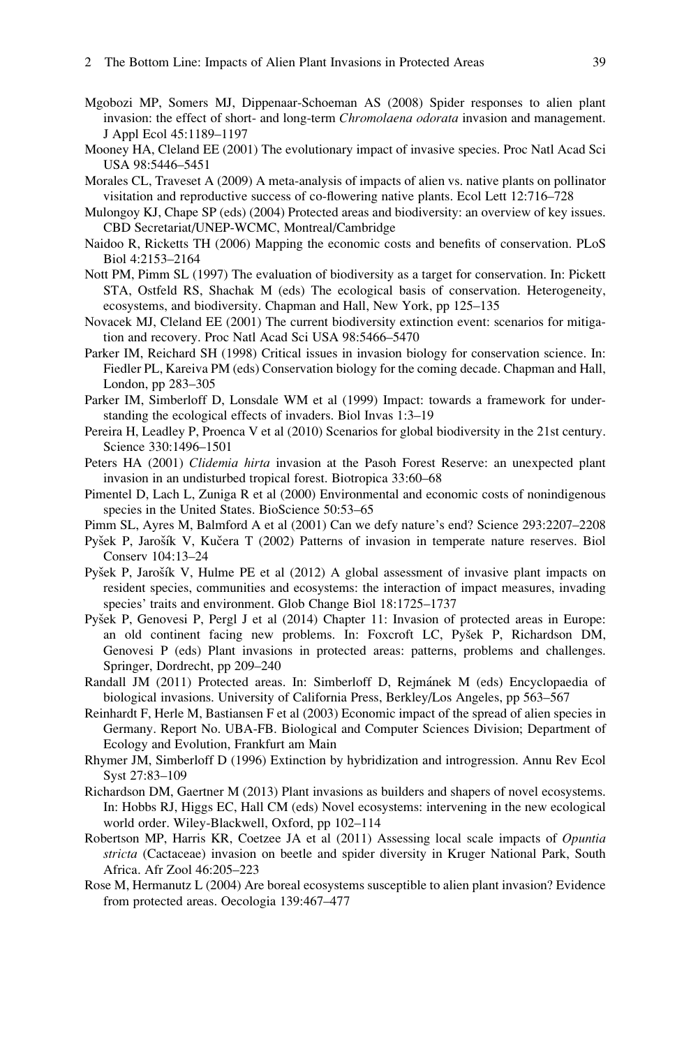Mgobozi MP, Somers MJ, Dippenaar-Schoeman AS (2008) Spider responses to alien plant invasion: the effect of short- and long-term *Chromolaena odorata* invasion and management. J Appl Ecol 45:1189–1197

Mooney HA, Cleland EE (2001) The evolutionary impact of invasive species. Proc Natl Acad Sci USA 98:5446–5451

Morales CL, Traveset A (2009) A meta-analysis of impacts of alien vs. native plants on pollinator visitation and reproductive success of co-flowering native plants. Ecol Lett 12:716–728

Mulongoy KJ, Chape SP (eds) (2004) Protected areas and biodiversity: an overview of key issues. CBD Secretariat/UNEP-WCMC, Montreal/Cambridge

Naidoo R, Ricketts TH (2006) Mapping the economic costs and benefits of conservation. PLoS Biol 4:2153–2164

Nott PM, Pimm SL (1997) The evaluation of biodiversity as a target for conservation. In: Pickett STA, Ostfeld RS, Shachak M (eds) The ecological basis of conservation. Heterogeneity, ecosystems, and biodiversity. Chapman and Hall, New York, pp 125–135

Novacek MJ, Cleland EE (2001) The current biodiversity extinction event: scenarios for mitigation and recovery. Proc Natl Acad Sci USA 98:5466–5470

Parker IM, Reichard SH (1998) Critical issues in invasion biology for conservation science. In: Fiedler PL, Kareiva PM (eds) Conservation biology for the coming decade. Chapman and Hall, London, pp 283–305

Parker IM, Simberloff D, Lonsdale WM et al (1999) Impact: towards a framework for understanding the ecological effects of invaders. Biol Invas 1:3–19

Pereira H, Leadley P, Proenca V et al (2010) Scenarios for global biodiversity in the 21st century. Science 330:1496–1501

Peters HA (2001) *Clidemia hirta* invasion at the Pasoh Forest Reserve: an unexpected plant invasion in an undisturbed tropical forest. Biotropica 33:60–68

Pimentel D, Lach L, Zuniga R et al (2000) Environmental and economic costs of nonindigenous species in the United States. BioScience 50:53–65

Pimm SL, Ayres M, Balmford A et al (2001) Can we defy nature's end? Science 293:2207–2208

Pyšek P, Jarošík V, Kučera T (2002) Patterns of invasion in temperate nature reserves. Biol Conserv 104:13–24

Pyšek P, Jarošík V, Hulme PE et al (2012) A global assessment of invasive plant impacts on resident species, communities and ecosystems: the interaction of impact measures, invading species' traits and environment. Glob Change Biol 18:1725–1737

Pyšek P, Genovesi P, Pergl J et al (2014) Chapter 11: Invasion of protected areas in Europe: an old continent facing new problems. In: Foxcroft LC, Pyšek P, Richardson DM, Genovesi P (eds) Plant invasions in protected areas: patterns, problems and challenges. Springer, Dordrecht, pp 209–240

Randall JM (2011) Protected areas. In: Simberloff D, Rejmánek M (eds) Encyclopaedia of biological invasions. University of California Press, Berkley/Los Angeles, pp 563–567

Reinhardt F, Herle M, Bastiansen F et al (2003) Economic impact of the spread of alien species in Germany. Report No. UBA-FB. Biological and Computer Sciences Division; Department of Ecology and Evolution, Frankfurt am Main

Rhymer JM, Simberloff D (1996) Extinction by hybridization and introgression. Annu Rev Ecol Syst 27:83–109

Richardson DM, Gaertner M (2013) Plant invasions as builders and shapers of novel ecosystems. In: Hobbs RJ, Higgs EC, Hall CM (eds) Novel ecosystems: intervening in the new ecological world order. Wiley-Blackwell, Oxford, pp 102–114

Robertson MP, Harris KR, Coetzee JA et al (2011) Assessing local scale impacts of *Opuntia stricta* (Cactaceae) invasion on beetle and spider diversity in Kruger National Park, South Africa. Afr Zool 46:205–223

Rose M, Hermanutz L (2004) Are boreal ecosystems susceptible to alien plant invasion? Evidence from protected areas. Oecologia 139:467–477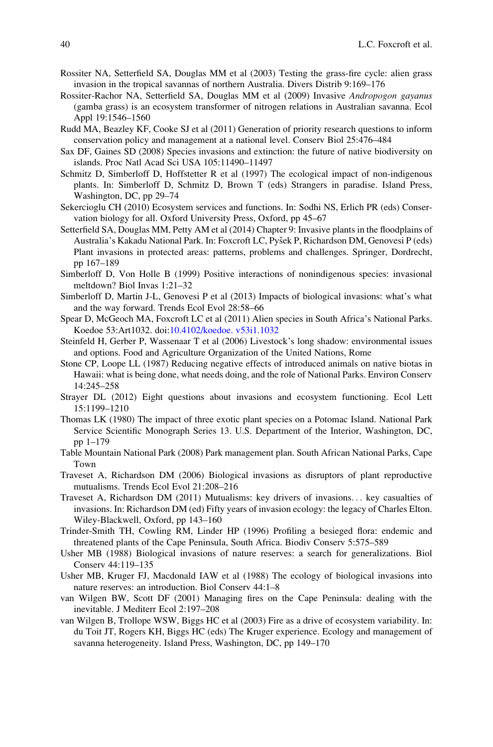Rossiter NA, Setterfield SA, Douglas MM et al (2003) Testing the grass-fire cycle: alien grass invasion in the tropical savannas of northern Australia. Divers Distrib 9:169–176

Rossiter-Rachor NA, Setterfield SA, Douglas MM et al (2009) Invasive *Andropogon gayanus* (gamba grass) is an ecosystem transformer of nitrogen relations in Australian savanna. Ecol Appl 19:1546–1560

Rudd MA, Beazley KF, Cooke SJ et al (2011) Generation of priority research questions to inform conservation policy and management at a national level. Conserv Biol 25:476–484

Sax DF, Gaines SD (2008) Species invasions and extinction: the future of native biodiversity on islands. Proc Natl Acad Sci USA 105:11490–11497

Schmitz D, Simberloff D, Hoffstetter R et al (1997) The ecological impact of non-indigenous plants. In: Simberloff D, Schmitz D, Brown T (eds) Strangers in paradise. Island Press, Washington, DC, pp 29–74

Sekercioglu CH (2010) Ecosystem services and functions. In: Sodhi NS, Erlich PR (eds) Conservation biology for all. Oxford University Press, Oxford, pp 45–67

Setterfield SA, Douglas MM, Petty AM et al (2014) Chapter 9: Invasive plants in the floodplains of Australia's Kakadu National Park. In: Foxcroft LC, Pyšek P, Richardson DM, Genovesi P (eds) Plant invasions in protected areas: patterns, problems and challenges. Springer, Dordrecht, pp 167–189

Simberloff D, Von Holle B (1999) Positive interactions of nonindigenous species: invasional meltdown? Biol Invas 1:21–32

Simberloff D, Martin J-L, Genovesi P et al (2013) Impacts of biological invasions: what's what and the way forward. Trends Ecol Evol 28:58–66

Spear D, McGeoch MA, Foxcroft LC et al (2011) Alien species in South Africa's National Parks. Koedoe 53:Art1032. doi:10.4102/koedoe. v53i1.1032

Steinfeld H, Gerber P, Wassenaar T et al (2006) Livestock's long shadow: environmental issues and options. Food and Agriculture Organization of the United Nations, Rome

Stone CP, Loope LL (1987) Reducing negative effects of introduced animals on native biotas in Hawaii: what is being done, what needs doing, and the role of National Parks. Environ Conserv 14:245–258

Strayer DL (2012) Eight questions about invasions and ecosystem functioning. Ecol Lett 15:1199–1210

Thomas LK (1980) The impact of three exotic plant species on a Potomac Island. National Park Service Scientific Monograph Series 13. U.S. Department of the Interior, Washington, DC, pp 1–179

Table Mountain National Park (2008) Park management plan. South African National Parks, Cape Town

Traveset A, Richardson DM (2006) Biological invasions as disruptors of plant reproductive mutualisms. Trends Ecol Evol 21:208–216

Traveset A, Richardson DM (2011) Mutualisms: key drivers of invasions… key casualties of invasions. In: Richardson DM (ed) Fifty years of invasion ecology: the legacy of Charles Elton. Wiley-Blackwell, Oxford, pp 143–160

Trinder-Smith TH, Cowling RM, Linder HP (1996) Profiling a besieged flora: endemic and threatened plants of the Cape Peninsula, South Africa. Biodiv Conserv 5:575–589

Usher MB (1988) Biological invasions of nature reserves: a search for generalizations. Biol Conserv 44:119–135

Usher MB, Kruger FJ, Macdonald IAW et al (1988) The ecology of biological invasions into nature reserves: an introduction. Biol Conserv 44:1–8

van Wilgen BW, Scott DF (2001) Managing fires on the Cape Peninsula: dealing with the inevitable. J Mediterr Ecol 2:197–208

van Wilgen B, Trollope WSW, Biggs HC et al (2003) Fire as a drive of ecosystem variability. In: du Toit JT, Rogers KH, Biggs HC (eds) The Kruger experience. Ecology and management of savanna heterogeneity. Island Press, Washington, DC, pp 149–170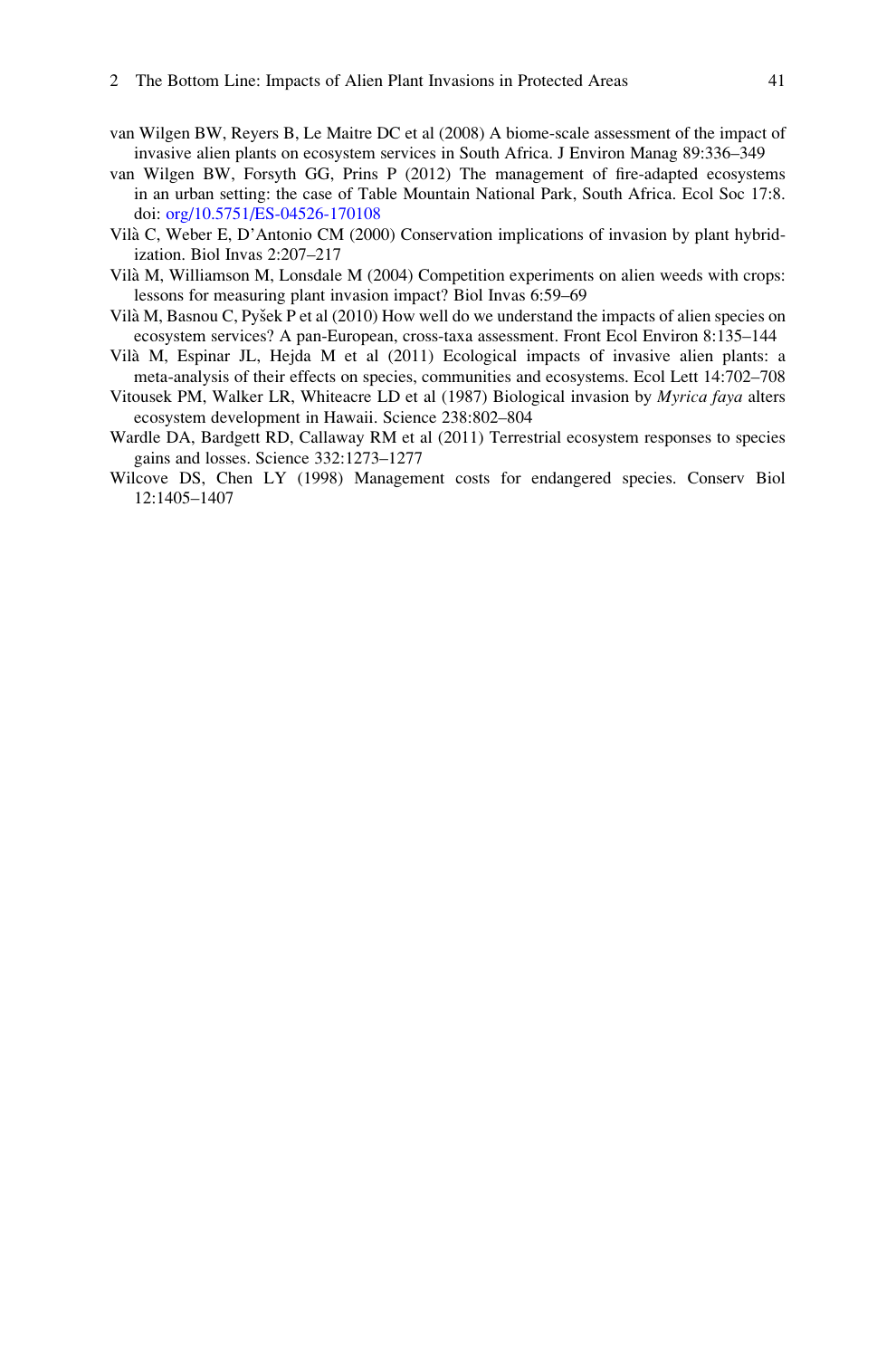van Wilgen BW, Reyers B, Le Maitre DC et al (2008) A biome-scale assessment of the impact of invasive alien plants on ecosystem services in South Africa. J Environ Manag 89:336–349

van Wilgen BW, Forsyth GG, Prins P (2012) The management of fire-adapted ecosystems in an urban setting: the case of Table Mountain National Park, South Africa. Ecol Soc 17:8. doi: org/10.5751/ES-04526-170108

Vilà C, Weber E, D'Antonio CM (2000) Conservation implications of invasion by plant hybridization. Biol Invas 2:207–217

Vilà M, Williamson M, Lonsdale M (2004) Competition experiments on alien weeds with crops: lessons for measuring plant invasion impact? Biol Invas 6:59–69

Vilà M, Basnou C, Pyšek P et al (2010) How well do we understand the impacts of alien species on ecosystem services? A pan-European, cross-taxa assessment. Front Ecol Environ 8:135–144

Vilà M, Espinar JL, Hejda M et al (2011) Ecological impacts of invasive alien plants: a meta-analysis of their effects on species, communities and ecosystems. Ecol Lett 14:702–708

Vitousek PM, Walker LR, Whiteacre LD et al (1987) Biological invasion by *Myrica faya* alters ecosystem development in Hawaii. Science 238:802–804

Wardle DA, Bardgett RD, Callaway RM et al (2011) Terrestrial ecosystem responses to species gains and losses. Science 332:1273–1277

Wilcove DS, Chen LY (1998) Management costs for endangered species. Conserv Biol 12:1405–1407